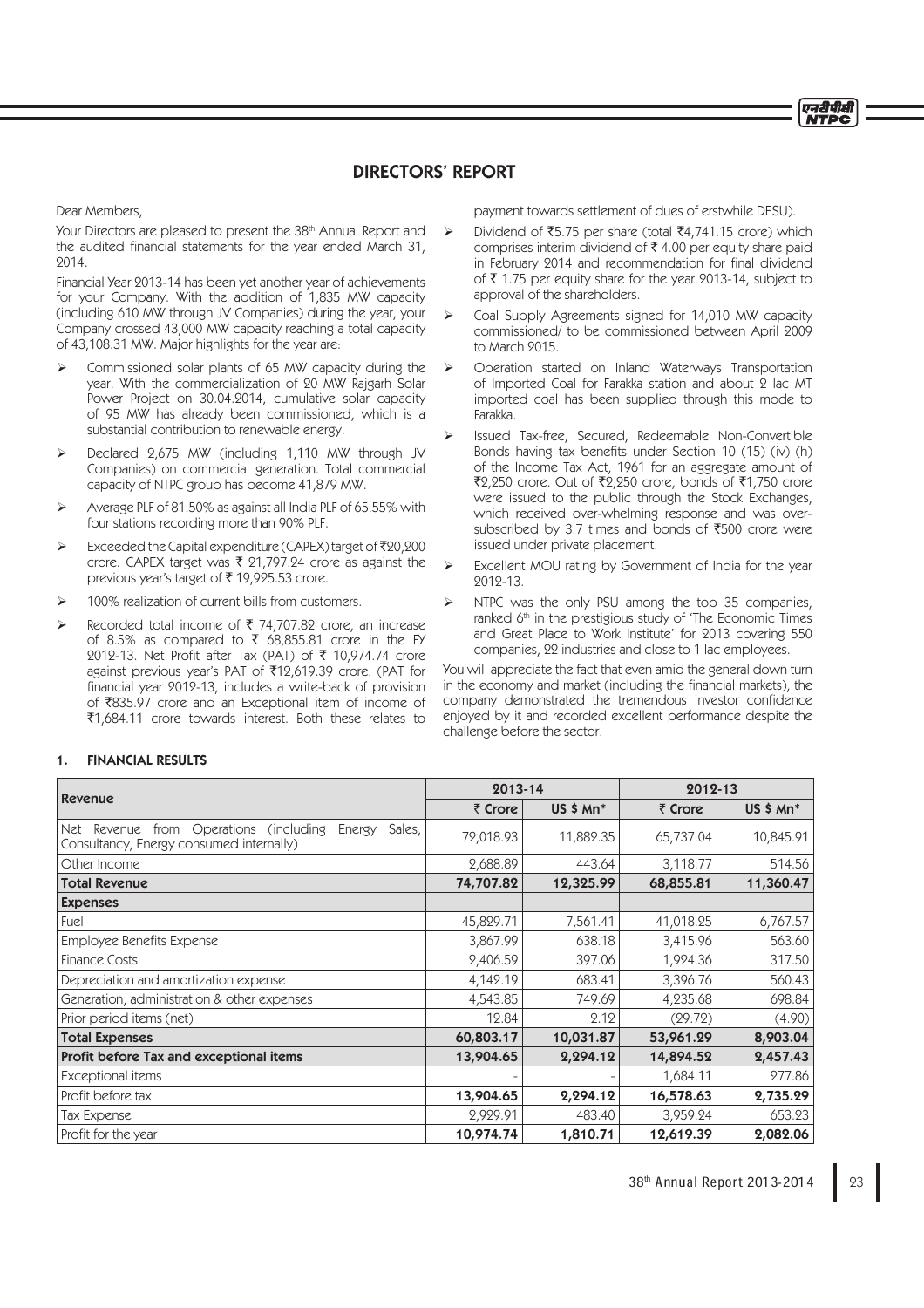# DIRECTORS' REPORT

Dear Members,

Your Directors are pleased to present the 38th Annual Report and the audited financial statements for the year ended March 31, 2014.

Financial Year 2013-14 has been yet another year of achievements for your Company. With the addition of 1,835 MW capacity (including 610 MW through JV Companies) during the year, your Company crossed 43,000 MW capacity reaching a total capacity of 43,108.31 MW. Major highlights for the year are:

- Commissioned solar plants of 65 MW capacity during the year. With the commercialization of 20 MW Rajgarh Solar Power Project on 30.04.2014, cumulative solar capacity of 95 MW has already been commissioned, which is a substantial contribution to renewable energy.
- Declared 2,675 MW (including 1,110 MW through JV Companies) on commercial generation. Total commercial capacity of NTPC group has become 41,879 MW.
- Average PLF of 81.50% as against all India PLF of 65.55% with four stations recording more than 90% PLF.
- Exceeded the Capital expenditure (CAPEX) target of ₹20,200 crore. CAPEX target was ₹ 21,797.24 crore as against the previous year's target of ₹ 19,925.53 crore.
- 100% realization of current bills from customers.
- Recorded total income of ₹ 74,707.82 crore, an increase of 8.5% as compared to ₹ 68,855.81 crore in the FY 2012-13. Net Profit after Tax (PAT) of ₹ 10,974.74 crore against previous year's PAT of ₹12,619.39 crore. (PAT for financial year 2012-13, includes a write-back of provision of ₹835.97 crore and an Exceptional item of income of ₹1,684.11 crore towards interest. Both these relates to payment towards settlement of dues of erstwhile DESU).
- Dividend of ₹5.75 per share (total ₹4,741.15 crore) which comprises interim dividend of ₹ 4.00 per equity share paid in February 2014 and recommendation for final dividend of ₹ 1.75 per equity share for the year 2013-14, subject to approval of the shareholders.
- Coal Supply Agreements signed for 14,010 MW capacity commissioned/ to be commissioned between April 2009 to March 2015.
- Operation started on Inland Waterways Transportation of Imported Coal for Farakka station and about 2 lac MT imported coal has been supplied through this mode to Farakka.
- Issued Tax-free, Secured, Redeemable Non-Convertible Bonds having tax benefits under Section 10 (15) (iv) (h) of the Income Tax Act, 1961 for an aggregate amount of ₹2,250 crore. Out of ₹2,250 crore, bonds of ₹1,750 crore were issued to the public through the Stock Exchanges, which received over-whelming response and was over-subscribed by 3.7 times and bonds of ₹500 crore were issued under private placement.
- Excellent MOU rating by Government of India for the year 2012-13.
- NTPC was the only PSU among the top 35 companies, ranked 6th in the prestigious study of 'The Economic Times and Great Place to Work Institute' for 2013 covering 550 companies, 22 industries and close to 1 lac employees.

You will appreciate the fact that even amid the general down turn in the economy and market (including the financial markets), the company demonstrated the tremendous investor confidence enjoyed by it and recorded excellent performance despite the challenge before the sector.

## 1. FINANCIAL RESULTS

| Revenue | 2013-14 | | 2012-13 | |
|---|---|---|---|---|
| | ₹ Crore | US $ Mn* | ₹ Crore | US $ Mn* |
| Net Revenue from Operations (including Energy Sales, Consultancy, Energy consumed internally) | 72,018.93 | 11,882.35 | 65,737.04 | 10,845.91 |
| Other Income | 2,688.89 | 443.64 | 3,118.77 | 514.56 |
| **Total Revenue** | **74,707.82** | **12,325.99** | **68,855.81** | **11,360.47** |
| **Expenses** | | | | |
| Fuel | 45,829.71 | 7,561.41 | 41,018.25 | 6,767.57 |
| Employee Benefits Expense | 3,867.99 | 638.18 | 3,415.96 | 563.60 |
| Finance Costs | 2,406.59 | 397.06 | 1,924.36 | 317.50 |
| Depreciation and amortization expense | 4,142.19 | 683.41 | 3,396.76 | 560.43 |
| Generation, administration & other expenses | 4,543.85 | 749.69 | 4,235.68 | 698.84 |
| Prior period items (net) | 12.84 | 2.12 | (29.72) | (4.90) |
| **Total Expenses** | **60,803.17** | **10,031.87** | **53,961.29** | **8,903.04** |
| **Profit before Tax and exceptional items** | **13,904.65** | **2,294.12** | **14,894.52** | **2,457.43** |
| Exceptional items | - | - | 1,684.11 | 277.86 |
| Profit before tax | **13,904.65** | **2,294.12** | **16,578.63** | **2,735.29** |
| Tax Expense | 2,929.91 | 483.40 | 3,959.24 | 653.23 |
| Profit for the year | **10,974.74** | **1,810.71** | **12,619.39** | **2,082.06** |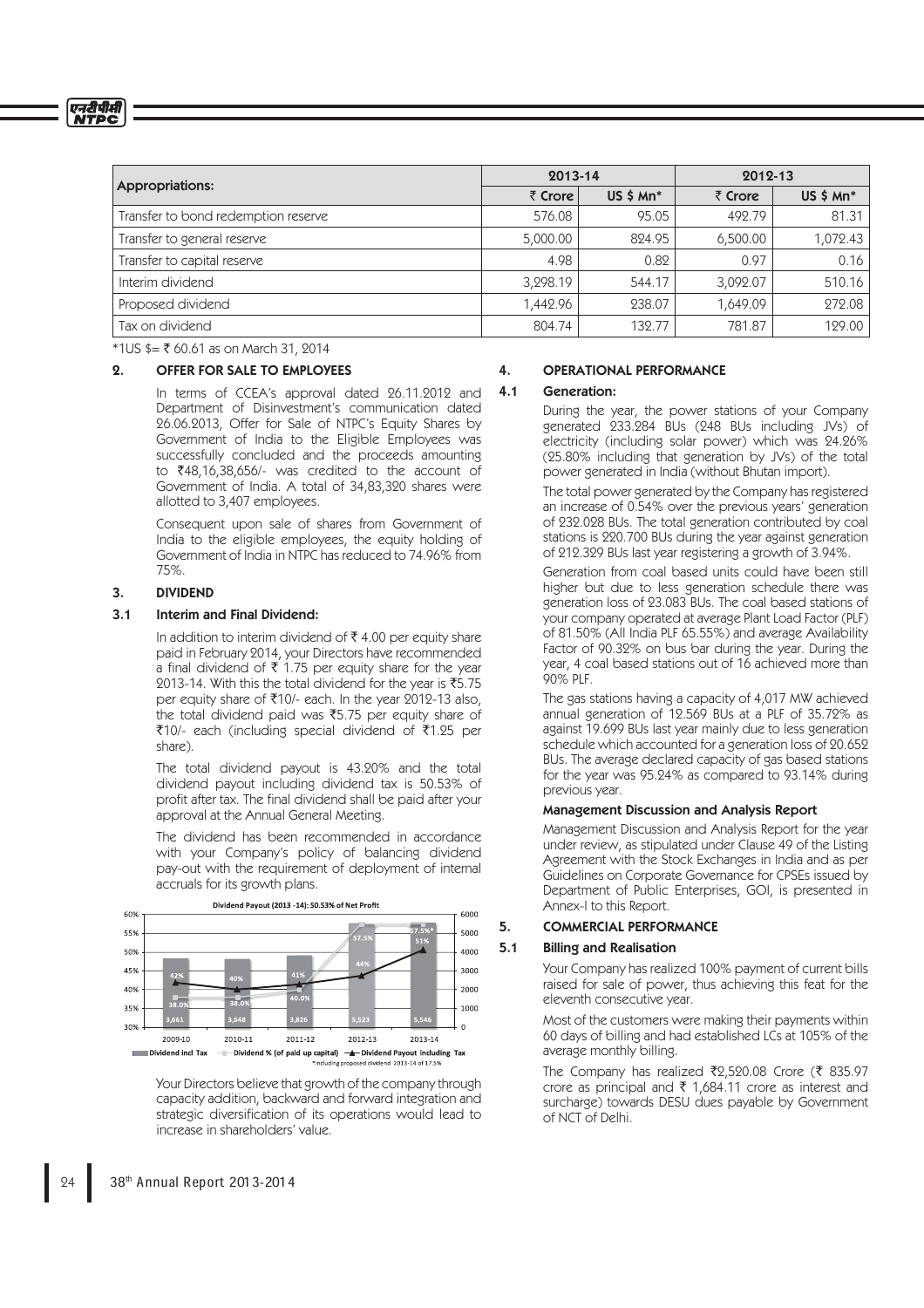| Appropriations: | 2013-14 | | 2012-13 | |
|---|---|---|---|---|
| | ₹ Crore | US $ Mn* | ₹ Crore | US $ Mn* |
| Transfer to bond redemption reserve | 576.08 | 95.05 | 492.79 | 81.31 |
| Transfer to general reserve | 5,000.00 | 824.95 | 6,500.00 | 1,072.43 |
| Transfer to capital reserve | 4.98 | 0.82 | 0.97 | 0.16 |
| Interim dividend | 3,298.19 | 544.17 | 3,092.07 | 510.16 |
| Proposed dividend | 1,442.96 | 238.07 | 1,649.09 | 272.08 |
| Tax on dividend | 804.74 | 132.77 | 781.87 | 129.00 |

*1US $= ₹ 60.61 as on March 31, 2014

## 2. OFFER FOR SALE TO EMPLOYEES

In terms of CCEA's approval dated 26.11.2012 and Department of Disinvestment's communication dated 26.06.2013, Offer for Sale of NTPC's Equity Shares by Government of India to the Eligible Employees was successfully concluded and the proceeds amounting to ₹48,16,38,656/- was credited to the account of Government of India. A total of 34,83,320 shares were allotted to 3,407 employees.

Consequent upon sale of shares from Government of India to the eligible employees, the equity holding of Government of India in NTPC has reduced to 74.96% from 75%.

## 3. DIVIDEND

### 3.1 Interim and Final Dividend:

In addition to interim dividend of ₹ 4.00 per equity share paid in February 2014, your Directors have recommended a final dividend of ₹ 1.75 per equity share for the year 2013-14. With this the total dividend for the year is ₹5.75 per equity share of ₹10/- each. In the year 2012-13 also, the total dividend paid was ₹5.75 per equity share of ₹10/- each (including special dividend of ₹1.25 per share).

The total dividend payout is 43.20% and the total dividend payout including dividend tax is 50.53% of profit after tax. The final dividend shall be paid after your approval at the Annual General Meeting.

The dividend has been recommended in accordance with your Company's policy of balancing dividend pay-out with the requirement of deployment of internal accruals for its growth plans.

**Dividend Payout (2013 -14): 50.53% of Net Profit**

| Year | Dividend incl Tax | Dividend % (of paid up capital) | Dividend Payout including Tax |
|---|---|---|---|
| 2009-10 | 3,661 | 38.0% | 42% |
| 2010-11 | 3,648 | 38.0% | 40% |
| 2011-12 | 3,826 | 40.0% | 41% |
| 2012-13 | 5,523 | 57.5% | 44% |
| 2013-14 | 5,546 | 57.5%* | 51% |

*including proposed dividend 2013-14 of 17.5%

Your Directors believe that growth of the company through capacity addition, backward and forward integration and strategic diversification of its operations would lead to increase in shareholders' value.

## 4. OPERATIONAL PERFORMANCE

### 4.1 Generation:

During the year, the power stations of your Company generated 232.284 BUs (248 BUs including JVs) of electricity (including solar power) which was 24.26% (25.80% including that generation by JVs) of the total power generated in India (without Bhutan import).

The total power generated by the Company has registered an increase of 0.54% over the previous years' generation of 232.028 BUs. The total generation contributed by coal stations is 220.700 BUs during the year against generation of 212.329 BUs last year registering a growth of 3.94%.

Generation from coal based units could have been still higher but due to less generation schedule there was generation loss of 23.083 BUs. The coal based stations of your company operated at average Plant Load Factor (PLF) of 81.50% (All India PLF 65.55%) and average Availability Factor of 90.32% on bus bar during the year. During the year, 4 coal based stations out of 16 achieved more than 90% PLF.

The gas stations having a capacity of 4,017 MW achieved annual generation of 12.569 BUs at a PLF of 35.72% as against 19.699 BUs last year mainly due to less generation schedule which accounted for a generation loss of 20.652 BUs. The average declared capacity of gas based stations for the year was 95.24% as compared to 93.14% during previous year.

### Management Discussion and Analysis Report

Management Discussion and Analysis Report for the year under review, as stipulated under Clause 49 of the Listing Agreement with the Stock Exchanges in India and as per Guidelines on Corporate Governance for CPSEs issued by Department of Public Enterprises, GOI, is presented in Annex-I to this Report.

## 5. COMMERCIAL PERFORMANCE

### 5.1 Billing and Realisation

Your Company has realized 100% payment of current bills raised for sale of power, thus achieving this feat for the eleventh consecutive year.

Most of the customers were making their payments within 60 days of billing and had established LCs at 105% of the average monthly billing.

The Company has realized ₹2,520.08 Crore (₹ 835.97 crore as principal and ₹ 1,684.11 crore as interest and surcharge) towards DESU dues payable by Government of NCT of Delhi.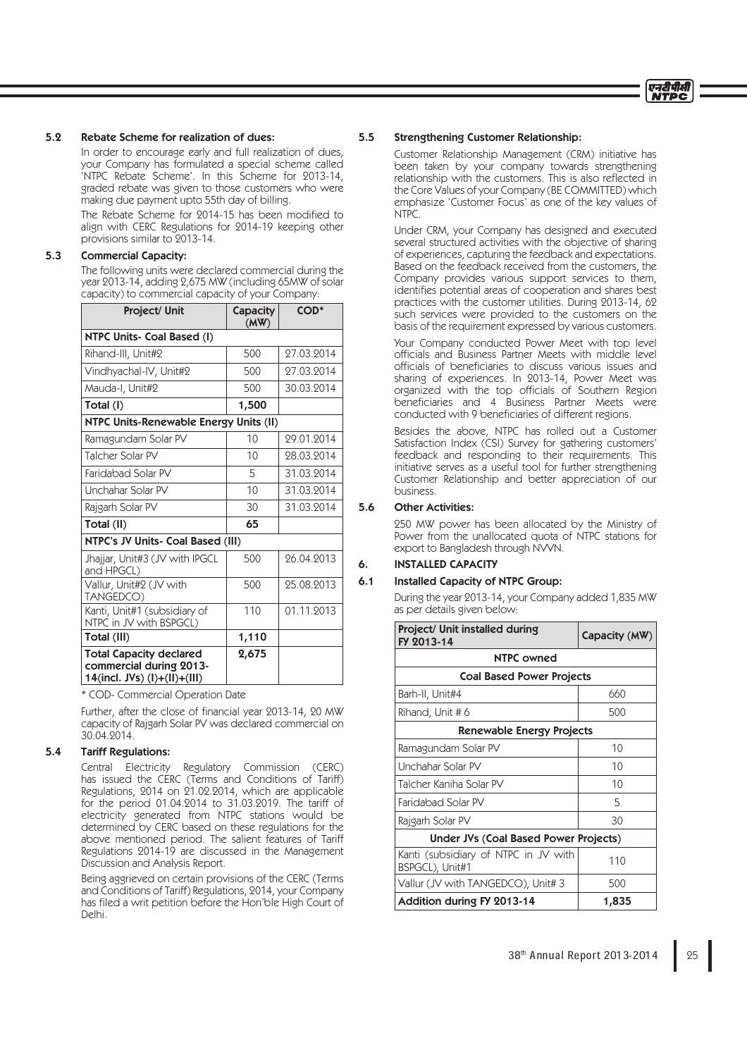### 5.2 Rebate Scheme for realization of dues:

In order to encourage early and full realization of dues, your Company has formulated a special scheme called 'NTPC Rebate Scheme'. In this Scheme for 2013-14, graded rebate was given to those customers who were making due payment upto 55th day of billing.

The Rebate Scheme for 2014-15 has been modified to align with CERC Regulations for 2014-19 keeping other provisions similar to 2013-14.

### 5.3 Commercial Capacity:

The following units were declared commercial during the year 2013-14, adding 2,675 MW (including 65MW of solar capacity) to commercial capacity of your Company:

| Project/ Unit | Capacity (MW) | COD* |
|---|---|---|
| **NTPC Units- Coal Based (I)** | | |
| Rihand-III, Unit#2 | 500 | 27.03.2014 |
| Vindhyachal-IV, Unit#2 | 500 | 27.03.2014 |
| Mauda-I, Unit#2 | 500 | 30.03.2014 |
| **Total (I)** | **1,500** | |
| **NTPC Units-Renewable Energy Units (II)** | | |
| Ramagundam Solar PV | 10 | 29.01.2014 |
| Talcher Solar PV | 10 | 28.03.2014 |
| Faridabad Solar PV | 5 | 31.03.2014 |
| Unchahar Solar PV | 10 | 31.03.2014 |
| Rajgarh Solar PV | 30 | 31.03.2014 |
| **Total (II)** | **65** | |
| **NTPC's JV Units- Coal Based (III)** | | |
| Jhajjar, Unit#3 (JV with IPGCL and HPGCL) | 500 | 26.04.2013 |
| Vallur, Unit#2 (JV with TANGEDCO) | 500 | 25.08.2013 |
| Kanti, Unit#1 (subsidiary of NTPC in JV with BSPGCL) | 110 | 01.11.2013 |
| **Total (III)** | **1,110** | |
| **Total Capacity declared commercial during 2013-14(incl. JVs) (I)+(II)+(III)** | **2,675** | |

\* COD- Commercial Operation Date

Further, after the close of financial year 2013-14, 20 MW capacity of Rajgarh Solar PV was declared commercial on 30.04.2014.

### 5.4 Tariff Regulations:

Central Electricity Regulatory Commission (CERC) has issued the CERC (Terms and Conditions of Tariff) Regulations, 2014 on 21.02.2014, which are applicable for the period 01.04.2014 to 31.03.2019. The tariff of electricity generated from NTPC stations would be determined by CERC based on these regulations for the above mentioned period. The salient features of Tariff Regulations 2014-19 are discussed in the Management Discussion and Analysis Report.

Being aggrieved on certain provisions of the CERC (Terms and Conditions of Tariff) Regulations, 2014, your Company has filed a writ petition before the Hon'ble High Court of Delhi.

### 5.5 Strengthening Customer Relationship:

Customer Relationship Management (CRM) initiative has been taken by your company towards strengthening relationship with the customers. This is also reflected in the Core Values of your Company (BE COMMITTED) which emphasize 'Customer Focus' as one of the key values of NTPC.

Under CRM, your Company has designed and executed several structured activities with the objective of sharing of experiences, capturing the feedback and expectations. Based on the feedback received from the customers, the Company provides various support services to them, identifies potential areas of cooperation and shares best practices with the customer utilities. During 2013-14, 62 such services were provided to the customers on the basis of the requirement expressed by various customers.

Your Company conducted Power Meet with top level officials and Business Partner Meets with middle level officials of beneficiaries to discuss various issues and sharing of experiences. In 2013-14, Power Meet was organized with the top officials of Southern Region beneficiaries and 4 Business Partner Meets were conducted with 9 beneficiaries of different regions.

Besides the above, NTPC has rolled out a Customer Satisfaction Index (CSI) Survey for gathering customers' feedback and responding to their requirements. This initiative serves as a useful tool for further strengthening Customer Relationship and better appreciation of our business.

### 5.6 Other Activities:

250 MW power has been allocated by the Ministry of Power from the unallocated quota of NTPC stations for export to Bangladesh through NVVN.

## 6. INSTALLED CAPACITY

### 6.1 Installed Capacity of NTPC Group:

During the year 2013-14, your Company added 1,835 MW as per details given below:

| Project/ Unit installed during FY 2013-14 | Capacity (MW) |
|---|---|
| **NTPC owned** | |
| **Coal Based Power Projects** | |
| Barh-II, Unit#4 | 660 |
| Rihand, Unit # 6 | 500 |
| **Renewable Energy Projects** | |
| Ramagundam Solar PV | 10 |
| Unchahar Solar PV | 10 |
| Talcher Kaniha Solar PV | 10 |
| Faridabad Solar PV | 5 |
| Rajgarh Solar PV | 30 |
| **Under JVs (Coal Based Power Projects)** | |
| Kanti (subsidiary of NTPC in JV with BSPGCL), Unit#1 | 110 |
| Vallur (JV with TANGEDCO), Unit# 3 | 500 |
| **Addition during FY 2013-14** | **1,835** |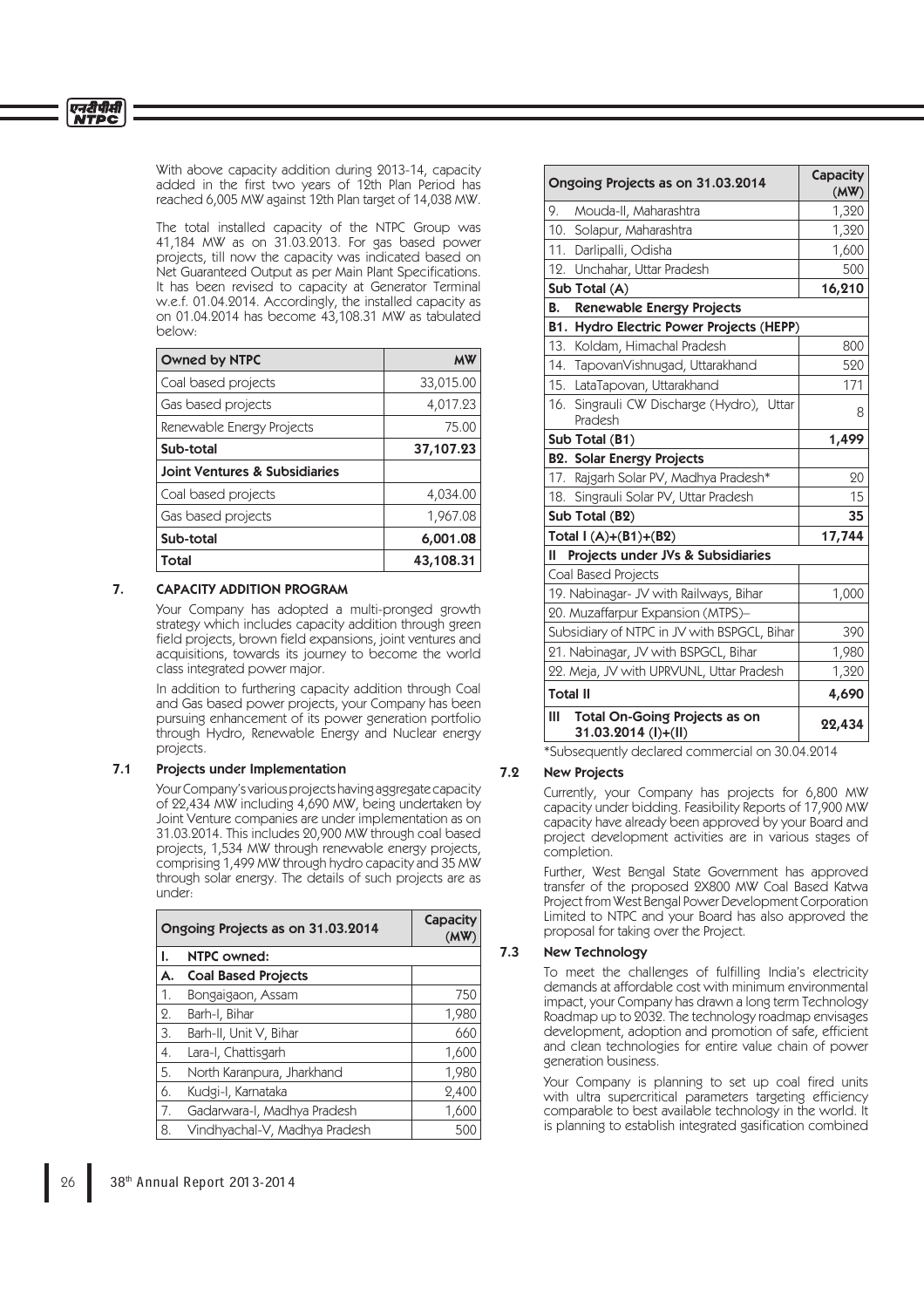With above capacity addition during 2013-14, capacity added in the first two years of 12th Plan Period has reached 6,005 MW against 12th Plan target of 14,038 MW.

The total installed capacity of the NTPC Group was 41,184 MW as on 31.03.2013. For gas based power projects, till now the capacity was indicated based on Net Guaranteed Output as per Main Plant Specifications. It has been revised to capacity at Generator Terminal w.e.f. 01.04.2014. Accordingly, the installed capacity as on 01.04.2014 has become 43,108.31 MW as tabulated below:

| Owned by NTPC | MW |
|---|---|
| Coal based projects | 33,015.00 |
| Gas based projects | 4,017.23 |
| Renewable Energy Projects | 75.00 |
| **Sub-total** | **37,107.23** |
| **Joint Ventures & Subsidiaries** | |
| Coal based projects | 4,034.00 |
| Gas based projects | 1,967.08 |
| **Sub-total** | **6,001.08** |
| **Total** | **43,108.31** |

## 7. CAPACITY ADDITION PROGRAM

Your Company has adopted a multi-pronged growth strategy which includes capacity addition through green field projects, brown field expansions, joint ventures and acquisitions, towards its journey to become the world class integrated power major.

In addition to furthering capacity addition through Coal and Gas based power projects, your Company has been pursuing enhancement of its power generation portfolio through Hydro, Renewable Energy and Nuclear energy projects.

### 7.1 Projects under Implementation

Your Company's various projects having aggregate capacity of 22,434 MW including 4,690 MW, being undertaken by Joint Venture companies are under implementation as on 31.03.2014. This includes 20,900 MW through coal based projects, 1,534 MW through renewable energy projects, comprising 1,499 MW through hydro capacity and 35 MW through solar energy. The details of such projects are as under:

| Ongoing Projects as on 31.03.2014 | Capacity (MW) |
|---|---|
| **I. NTPC owned:** | |
| **A. Coal Based Projects** | |
| 1. Bongaigaon, Assam | 750 |
| 2. Barh-I, Bihar | 1,980 |
| 3. Barh-II, Unit V, Bihar | 660 |
| 4. Lara-I, Chattisgarh | 1,600 |
| 5. North Karanpura, Jharkhand | 1,980 |
| 6. Kudgi-I, Karnataka | 2,400 |
| 7. Gadarwara-I, Madhya Pradesh | 1,600 |
| 8. Vindhyachal-V, Madhya Pradesh | 500 |
| 9. Mouda-II, Maharashtra | 1,320 |
| 10. Solapur, Maharashtra | 1,320 |
| 11. Darlipalli, Odisha | 1,600 |
| 12. Unchahar, Uttar Pradesh | 500 |
| **Sub Total (A)** | **16,210** |
| **B. Renewable Energy Projects** | |
| **B1. Hydro Electric Power Projects (HEPP)** | |
| 13. Koldam, Himachal Pradesh | 800 |
| 14. TapovanVishnugad, Uttarakhand | 520 |
| 15. LataTapovan, Uttarakhand | 171 |
| 16. Singrauli CW Discharge (Hydro), Uttar Pradesh | 8 |
| **Sub Total (B1)** | **1,499** |
| **B2. Solar Energy Projects** | |
| 17. Rajgarh Solar PV, Madhya Pradesh* | 20 |
| 18. Singrauli Solar PV, Uttar Pradesh | 15 |
| **Sub Total (B2)** | **35** |
| **Total I (A)+(B1)+(B2)** | **17,744** |
| **II Projects under JVs & Subsidiaries** | |
| Coal Based Projects | |
| 19. Nabinagar- JV with Railways, Bihar | 1,000 |
| 20. Muzaffarpur Expansion (MTPS)– | |
| Subsidiary of NTPC in JV with BSPGCL, Bihar | 390 |
| 21. Nabinagar, JV with BSPGCL, Bihar | 1,980 |
| 22. Meja, JV with UPRVUNL, Uttar Pradesh | 1,320 |
| **Total II** | **4,690** |
| **III Total On-Going Projects as on 31.03.2014 (I)+(II)** | **22,434** |

*Subsequently declared commercial on 30.04.2014

### 7.2 New Projects

Currently, your Company has projects for 6,800 MW capacity under bidding. Feasibility Reports of 17,900 MW capacity have already been approved by your Board and project development activities are in various stages of completion.

Further, West Bengal State Government has approved transfer of the proposed 2X800 MW Coal Based Katwa Project from West Bengal Power Development Corporation Limited to NTPC and your Board has also approved the proposal for taking over the Project.

### 7.3 New Technology

To meet the challenges of fulfilling India's electricity demands at affordable cost with minimum environmental impact, your Company has drawn a long term Technology Roadmap up to 2032. The technology roadmap envisages development, adoption and promotion of safe, efficient and clean technologies for entire value chain of power generation business.

Your Company is planning to set up coal fired units with ultra supercritical parameters targeting efficiency comparable to best available technology in the world. It is planning to establish integrated gasification combined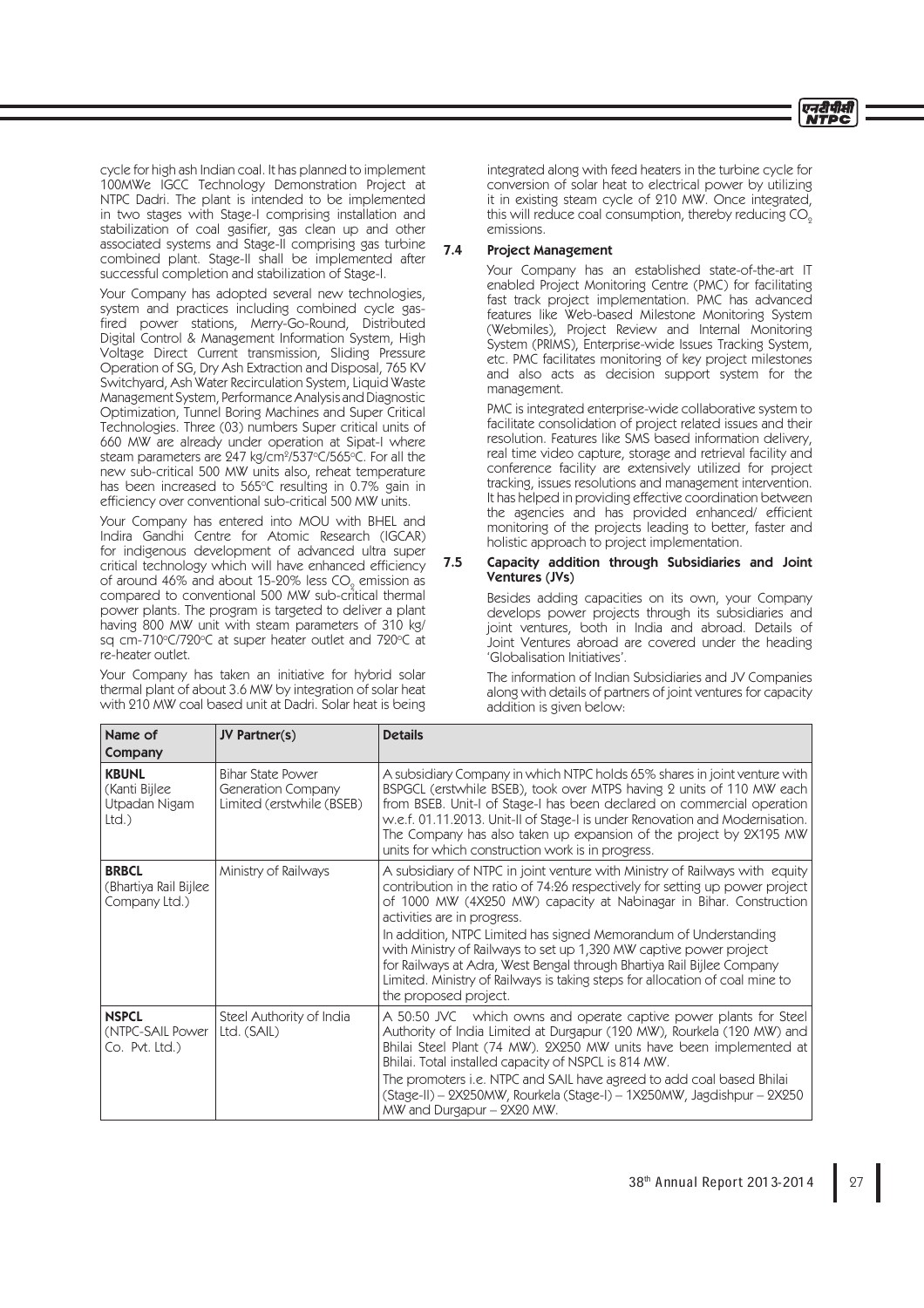cycle for high ash Indian coal. It has planned to implement 100MWe IGCC Technology Demonstration Project at NTPC Dadri. The plant is intended to be implemented in two stages with Stage-I comprising installation and stabilization of coal gasifier, gas clean up and other associated systems and Stage-II comprising gas turbine combined plant. Stage-II shall be implemented after successful completion and stabilization of Stage-I.

Your Company has adopted several new technologies, system and practices including combined cycle gas-fired power stations, Merry-Go-Round, Distributed Digital Control & Management Information System, High Voltage Direct Current transmission, Sliding Pressure Operation of SG, Dry Ash Extraction and Disposal, 765 KV Switchyard, Ash Water Recirculation System, Liquid Waste Management System, Performance Analysis and Diagnostic Optimization, Tunnel Boring Machines and Super Critical Technologies. Three (03) numbers Super critical units of 660 MW are already under operation at Sipat-I where steam parameters are 247 kg/cm²/537°C/565°C. For all the new sub-critical 500 MW units also, reheat temperature has been increased to 565°C resulting in 0.7% gain in efficiency over conventional sub-critical 500 MW units.

Your Company has entered into MOU with BHEL and Indira Gandhi Centre for Atomic Research (IGCAR) for indigenous development of advanced ultra super critical technology which will have enhanced efficiency of around 46% and about 15-20% less $CO_2$ emission as compared to conventional 500 MW sub-critical thermal power plants. The program is targeted to deliver a plant having 800 MW unit with steam parameters of 310 kg/sq cm-710°C/720°C at super heater outlet and 720°C at re-heater outlet.

Your Company has taken an initiative for hybrid solar thermal plant of about 3.6 MW by integration of solar heat with 210 MW coal based unit at Dadri. Solar heat is being integrated along with feed heaters in the turbine cycle for conversion of solar heat to electrical power by utilizing it in existing steam cycle of 210 MW. Once integrated, this will reduce coal consumption, thereby reducing $CO_2$ emissions.

### 7.4 Project Management

Your Company has an established state-of-the-art IT enabled Project Monitoring Centre (PMC) for facilitating fast track project implementation. PMC has advanced features like Web-based Milestone Monitoring System (Webmiles), Project Review and Internal Monitoring System (PRIMS), Enterprise-wide Issues Tracking System, etc. PMC facilitates monitoring of key project milestones and also acts as decision support system for the management.

PMC is integrated enterprise-wide collaborative system to facilitate consolidation of project related issues and their resolution. Features like SMS based information delivery, real time video capture, storage and retrieval facility and conference facility are extensively utilized for project tracking, issues resolutions and management intervention. It has helped in providing effective coordination between the agencies and has provided enhanced/ efficient monitoring of the projects leading to better, faster and holistic approach to project implementation.

### 7.5 Capacity addition through Subsidiaries and Joint Ventures (JVs)

Besides adding capacities on its own, your Company develops power projects through its subsidiaries and joint ventures, both in India and abroad. Details of Joint Ventures abroad are covered under the heading 'Globalisation Initiatives'.

The information of Indian Subsidiaries and JV Companies along with details of partners of joint ventures for capacity addition is given below:

| Name of Company | JV Partner(s) | Details |
|---|---|---|
| **KBUNL** (Kanti Bijlee Utpadan Nigam Ltd.) | Bihar State Power Generation Company Limited (erstwhile (BSEB) | A subsidiary Company in which NTPC holds 65% shares in joint venture with BSPGCL (erstwhile BSEB), took over MTPS having 2 units of 110 MW each from BSEB. Unit-I of Stage-I has been declared on commercial operation w.e.f. 01.11.2013. Unit-II of Stage-I is under Renovation and Modernisation. The Company has also taken up expansion of the project by 2X195 MW units for which construction work is in progress. |
| **BRBCL** (Bhartiya Rail Bijlee Company Ltd.) | Ministry of Railways | A subsidiary of NTPC in joint venture with Ministry of Railways with equity contribution in the ratio of 74:26 respectively for setting up power project of 1000 MW (4X250 MW) capacity at Nabinagar in Bihar. Construction activities are in progress.<br>In addition, NTPC Limited has signed Memorandum of Understanding with Ministry of Railways to set up 1,320 MW captive power project for Railways at Adra, West Bengal through Bhartiya Rail Bijlee Company Limited. Ministry of Railways is taking steps for allocation of coal mine to the proposed project. |
| **NSPCL** (NTPC-SAIL Power Co. Pvt. Ltd.) | Steel Authority of India Ltd. (SAIL) | A 50:50 JVC which owns and operate captive power plants for Steel Authority of India Limited at Durgapur (120 MW), Rourkela (120 MW) and Bhilai Steel Plant (74 MW). 2X250 MW units have been implemented at Bhilai. Total installed capacity of NSPCL is 814 MW.<br>The promoters i.e. NTPC and SAIL have agreed to add coal based Bhilai (Stage-II) – 2X250MW, Rourkela (Stage-I) – 1X250MW, Jagdishpur – 2X250 MW and Durgapur – 2X20 MW. |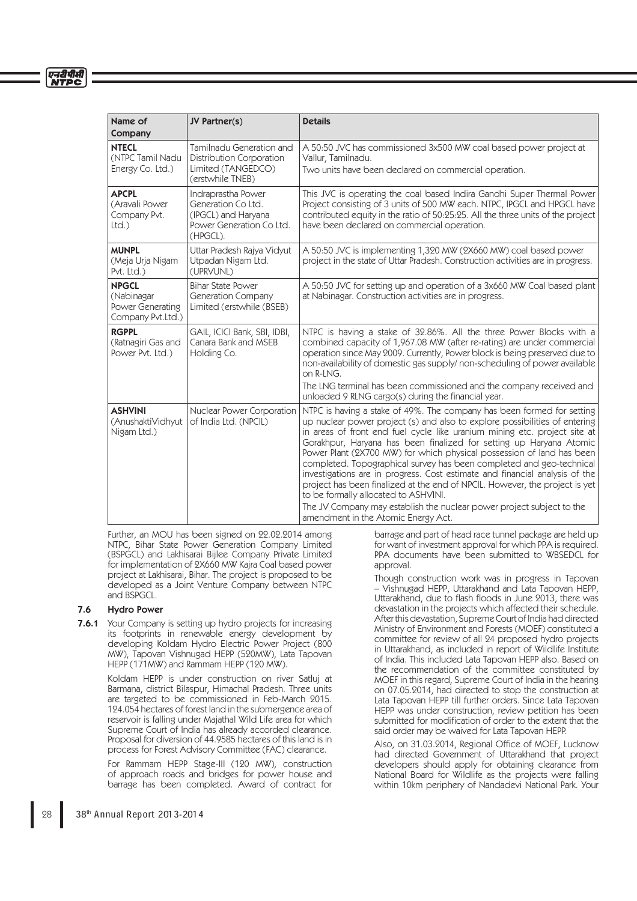| Name of Company | JV Partner(s) | Details |
|---|---|---|
| **NTECL** (NTPC Tamil Nadu Energy Co. Ltd.) | Tamilnadu Generation and Distribution Corporation Limited (TANGEDCO) (erstwhile TNEB) | A 50:50 JVC has commissioned 3x500 MW coal based power project at Vallur, Tamilnadu. Two units have been declared on commercial operation. |
| **APCPL** (Aravali Power Company Pvt. Ltd.) | Indraprastha Power Generation Co Ltd. (IPGCL) and Haryana Power Generation Co Ltd. (HPGCL). | This JVC is operating the coal based Indira Gandhi Super Thermal Power Project consisting of 3 units of 500 MW each. NTPC, IPGCL and HPGCL have contributed equity in the ratio of 50:25:25. All the three units of the project have been declared on commercial operation. |
| **MUNPL** (Meja Urja Nigam Pvt. Ltd.) | Uttar Pradesh Rajya Vidyut Utpadan Nigam Ltd. (UPRVUNL) | A 50:50 JVC is implementing 1,320 MW (2X660 MW) coal based power project in the state of Uttar Pradesh. Construction activities are in progress. |
| **NPGCL** (Nabinagar Power Generating Company Pvt.Ltd.) | Bihar State Power Generation Company Limited (erstwhile (BSEB) | A 50:50 JVC for setting up and operation of a 3x660 MW Coal based plant at Nabinagar. Construction activities are in progress. |
| **RGPPL** (Ratnagiri Gas and Power Pvt. Ltd.) | GAIL, ICICI Bank, SBI, IDBI, Canara Bank and MSEB Holding Co. | NTPC is having a stake of 32.86%. All the three Power Blocks with a combined capacity of 1,967.08 MW (after re-rating) are under commercial operation since May 2009. Currently, Power block is being preserved due to non-availability of domestic gas supply/ non-scheduling of power available on R-LNG. The LNG terminal has been commissioned and the company received and unloaded 9 RLNG cargo(s) during the financial year. |
| **ASHVINI** (AnushaktiVidhyut Nigam Ltd.) | Nuclear Power Corporation of India Ltd. (NPCIL) | NTPC is having a stake of 49%. The company has been formed for setting up nuclear power project (s) and also to explore possibilities of entering in areas of front end fuel cycle like uranium mining etc. project site at Gorakhpur, Haryana has been finalized for setting up Haryana Atomic Power Plant (2X700 MW) for which physical possession of land has been completed. Topographical survey has been completed and geo-technical investigations are in progress. Cost estimate and financial analysis of the project has been finalized at the end of NPCIL. However, the project is yet to be formally allocated to ASHVINI. The JV Company may establish the nuclear power project subject to the amendment in the Atomic Energy Act. |

Further, an MOU has been signed on 22.02.2014 among NTPC, Bihar State Power Generation Company Limited (BSPGCL) and Lakhisarai Bijlee Company Private Limited for implementation of 2X660 MW Kajra Coal based power project at Lakhisarai, Bihar. The project is proposed to be developed as a Joint Venture Company between NTPC and BSPGCL.

### 7.6 Hydro Power

**7.6.1** Your Company is setting up hydro projects for increasing its footprints in renewable energy development by developing Koldam Hydro Electric Power Project (800 MW), Tapovan Vishnugad HEPP (520MW), Lata Tapovan HEPP (171MW) and Rammam HEPP (120 MW).

Koldam HEPP is under construction on river Satluj at Barmana, district Bilaspur, Himachal Pradesh. Three units are targeted to be commissioned in Feb-March 2015. 124.054 hectares of forest land in the submergence area of reservoir is falling under Majathal Wild Life area for which Supreme Court of India has already accorded clearance. Proposal for diversion of 44.9585 hectares of this land is in process for Forest Advisory Committee (FAC) clearance.

For Rammam HEPP Stage-III (120 MW), construction of approach roads and bridges for power house and barrage has been completed. Award of contract for barrage and part of head race tunnel package are held up for want of investment approval for which PPA is required. PPA documents have been submitted to WBSEDCL for approval.

Though construction work was in progress in Tapovan – Vishnugad HEPP, Uttarakhand and Lata Tapovan HEPP, Uttarakhand, due to flash floods in June 2013, there was devastation in the projects which affected their schedule. After this devastation, Supreme Court of India had directed Ministry of Environment and Forests (MOEF) constituted a committee for review of all 24 proposed hydro projects in Uttarakhand, as included in report of Wildlife Institute of India. This included Lata Tapovan HEPP also. Based on the recommendation of the committee constituted by MOEF in this regard, Supreme Court of India in the hearing on 07.05.2014, had directed to stop the construction at Lata Tapovan HEPP till further orders. Since Lata Tapovan HEPP was under construction, review petition has been submitted for modification of order to the extent that the said order may be waived for Lata Tapovan HEPP.

Also, on 31.03.2014, Regional Office of MOEF, Lucknow had directed Government of Uttarakhand that project developers should apply for obtaining clearance from National Board for Wildlife as the projects were falling within 10km periphery of Nandadevi National Park. Your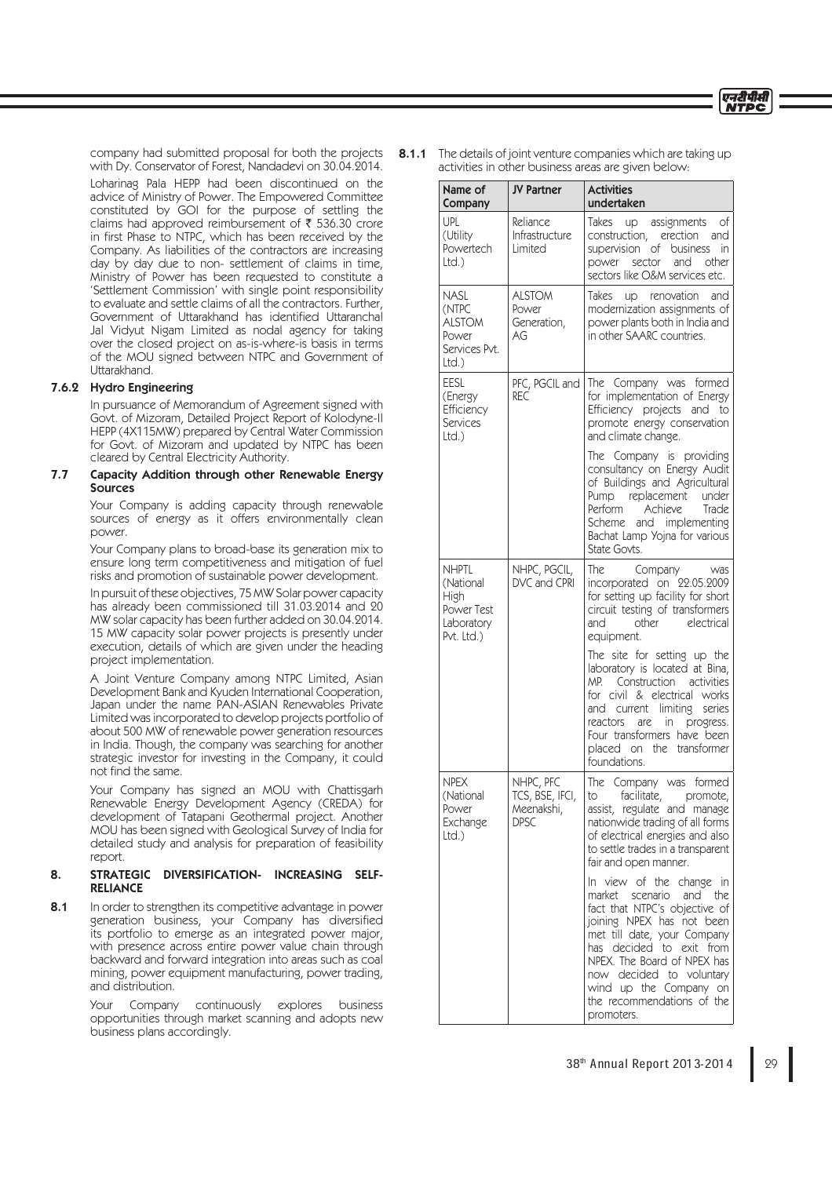company had submitted proposal for both the projects with Dy. Conservator of Forest, Nandadevi on 30.04.2014.

Loharinag Pala HEPP had been discontinued on the advice of Ministry of Power. The Empowered Committee constituted by GOI for the purpose of settling the claims had approved reimbursement of ₹ 536.30 crore in first Phase to NTPC, which has been received by the Company. As liabilities of the contractors are increasing day by day due to non- settlement of claims in time, Ministry of Power has been requested to constitute a 'Settlement Commission' with single point responsibility to evaluate and settle claims of all the contractors. Further, Government of Uttarakhand has identified Uttaranchal Jal Vidyut Nigam Limited as nodal agency for taking over the closed project on as-is-where-is basis in terms of the MOU signed between NTPC and Government of Uttarakhand.

### 7.6.2 Hydro Engineering

In pursuance of Memorandum of Agreement signed with Govt. of Mizoram, Detailed Project Report of Kolodyne-II HEPP (4X115MW) prepared by Central Water Commission for Govt. of Mizoram and updated by NTPC has been cleared by Central Electricity Authority.

## 7.7 Capacity Addition through other Renewable Energy Sources

Your Company is adding capacity through renewable sources of energy as it offers environmentally clean power.

Your Company plans to broad-base its generation mix to ensure long term competitiveness and mitigation of fuel risks and promotion of sustainable power development.

In pursuit of these objectives, 75 MW Solar power capacity has already been commissioned till 31.03.2014 and 20 MW solar capacity has been further added on 30.04.2014. 15 MW capacity solar power projects is presently under execution, details of which are given under the heading project implementation.

A Joint Venture Company among NTPC Limited, Asian Development Bank and Kyuden International Cooperation, Japan under the name PAN-ASIAN Renewables Private Limited was incorporated to develop projects portfolio of about 500 MW of renewable power generation resources in India. Though, the company was searching for another strategic investor for investing in the Company, it could not find the same.

Your Company has signed an MOU with Chattisgarh Renewable Energy Development Agency (CREDA) for development of Tatapani Geothermal project. Another MOU has been signed with Geological Survey of India for detailed study and analysis for preparation of feasibility report.

## 8. STRATEGIC DIVERSIFICATION- INCREASING SELF-RELIANCE

**8.1** In order to strengthen its competitive advantage in power generation business, your Company has diversified its portfolio to emerge as an integrated power major, with presence across entire power value chain through backward and forward integration into areas such as coal mining, power equipment manufacturing, power trading, and distribution.

Your Company continuously explores business opportunities through market scanning and adopts new business plans accordingly.

**8.1.1** The details of joint venture companies which are taking up activities in other business areas are given below:

| Name of Company | JV Partner | Activities undertaken |
|---|---|---|
| UPL (Utility Powertech Ltd.) | Reliance Infrastructure Limited | Takes up assignments of construction, erection and supervision of business in power sector and other sectors like O&M services etc. |
| NASL (NTPC ALSTOM Power Services Pvt. Ltd.) | ALSTOM Power Generation, AG | Takes up renovation and modernization assignments of power plants both in India and in other SAARC countries. |
| EESL (Energy Efficiency Services Ltd.) | PFC, PGCIL and REC | The Company was formed for implementation of Energy Efficiency projects and to promote energy conservation and climate change.<br><br>The Company is providing consultancy on Energy Audit of Buildings and Agricultural Pump replacement under Perform Achieve Trade Scheme and implementing Bachat Lamp Yojna for various State Govts. |
| NHPTL (National High Power Test Laboratory Pvt. Ltd.) | NHPC, PGCIL, DVC and CPRI | The Company was incorporated on 22.05.2009 for setting up facility for short circuit testing of transformers and other electrical equipment.<br><br>The site for setting up the laboratory is located at Bina, MP. Construction activities for civil & electrical works and current limiting series reactors are in progress. Four transformers have been placed on the transformer foundations. |
| NPEX (National Power Exchange Ltd.) | NHPC, PFC TCS, BSE, IFCI, Meenakshi, DPSC | The Company was formed to facilitate, promote, assist, regulate and manage nationwide trading of all forms of electrical energies and also to settle trades in a transparent fair and open manner.<br><br>In view of the change in market scenario and the fact that NTPC's objective of joining NPEX has not been met till date, your Company has decided to exit from NPEX. The Board of NPEX has now decided to voluntary wind up the Company on the recommendations of the promoters. |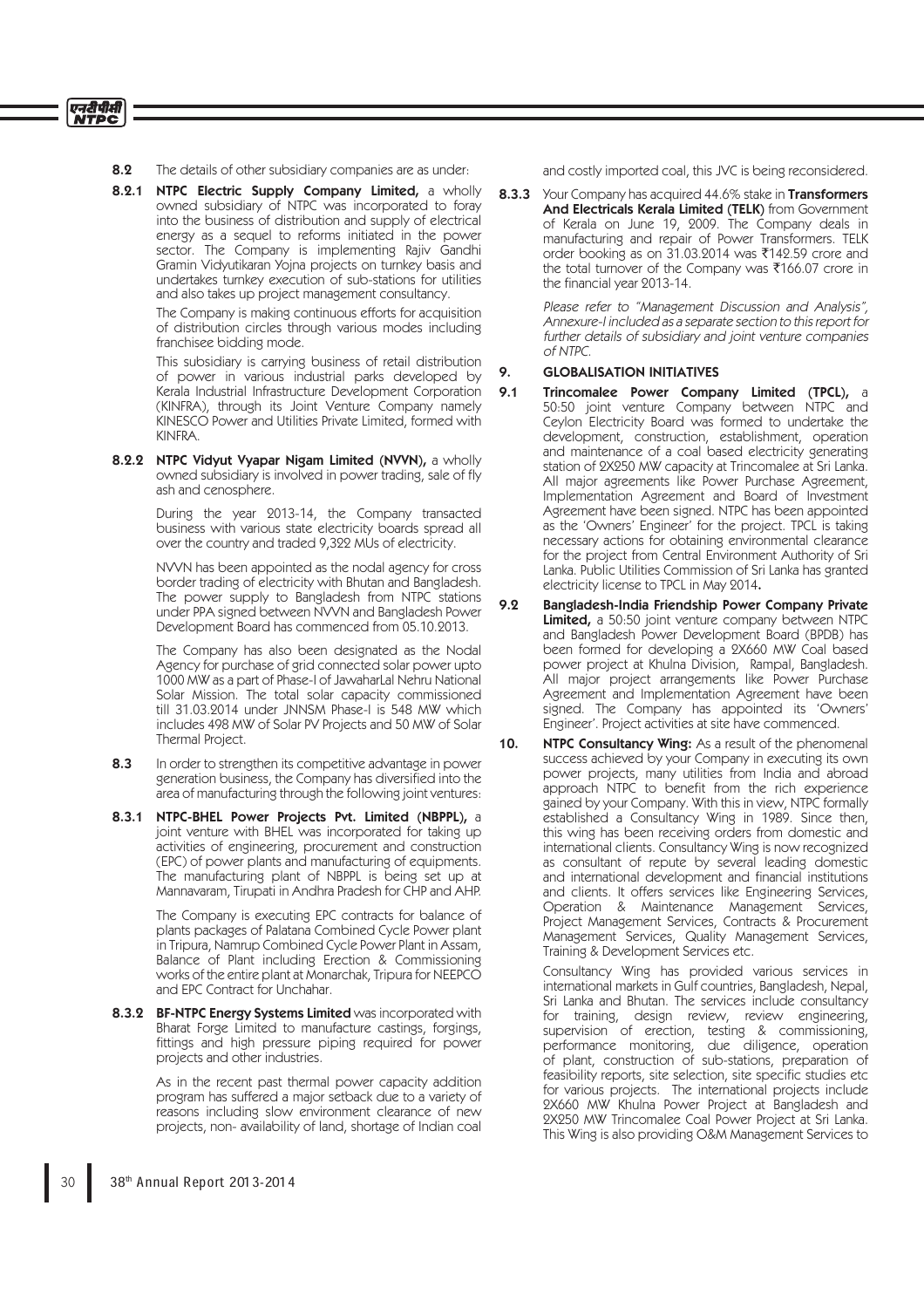**8.2** The details of other subsidiary companies are as under:

**8.2.1** **NTPC Electric Supply Company Limited,** a wholly owned subsidiary of NTPC was incorporated to foray into the business of distribution and supply of electrical energy as a sequel to reforms initiated in the power sector. The Company is implementing Rajiv Gandhi Gramin Vidyutikaran Yojna projects on turnkey basis and undertakes turnkey execution of sub-stations for utilities and also takes up project management consultancy.

The Company is making continuous efforts for acquisition of distribution circles through various modes including franchisee bidding mode.

This subsidiary is carrying business of retail distribution of power in various industrial parks developed by Kerala Industrial Infrastructure Development Corporation (KINFRA), through its Joint Venture Company namely KINESCO Power and Utilities Private Limited, formed with KINFRA.

**8.2.2** **NTPC Vidyut Vyapar Nigam Limited (NVVN),** a wholly owned subsidiary is involved in power trading, sale of fly ash and cenosphere.

During the year 2013-14, the Company transacted business with various state electricity boards spread all over the country and traded 9,322 MUs of electricity.

NVVN has been appointed as the nodal agency for cross border trading of electricity with Bhutan and Bangladesh. The power supply to Bangladesh from NTPC stations under PPA signed between NVVN and Bangladesh Power Development Board has commenced from 05.10.2013.

The Company has also been designated as the Nodal Agency for purchase of grid connected solar power upto 1000 MW as a part of Phase-I of JawaharLal Nehru National Solar Mission. The total solar capacity commissioned till 31.03.2014 under JNNSM Phase-I is 548 MW which includes 498 MW of Solar PV Projects and 50 MW of Solar Thermal Project.

**8.3** In order to strengthen its competitive advantage in power generation business, the Company has diversified into the area of manufacturing through the following joint ventures:

**8.3.1** **NTPC-BHEL Power Projects Pvt. Limited (NBPPL),** a joint venture with BHEL was incorporated for taking up activities of engineering, procurement and construction (EPC) of power plants and manufacturing of equipments. The manufacturing plant of NBPPL is being set up at Mannavaram, Tirupati in Andhra Pradesh for CHP and AHP.

The Company is executing EPC contracts for balance of plants packages of Palatana Combined Cycle Power plant in Tripura, Namrup Combined Cycle Power Plant in Assam, Balance of Plant including Erection & Commissioning works of the entire plant at Monarchak, Tripura for NEEPCO and EPC Contract for Unchahar.

**8.3.2** **BF-NTPC Energy Systems Limited** was incorporated with Bharat Forge Limited to manufacture castings, forgings, fittings and high pressure piping required for power projects and other industries.

As in the recent past thermal power capacity addition program has suffered a major setback due to a variety of reasons including slow environment clearance of new projects, non- availability of land, shortage of Indian coal and costly imported coal, this JVC is being reconsidered.

**8.3.3** Your Company has acquired 44.6% stake in **Transformers And Electricals Kerala Limited (TELK)** from Government of Kerala on June 19, 2009. The Company deals in manufacturing and repair of Power Transformers. TELK order booking as on 31.03.2014 was ₹142.59 crore and the total turnover of the Company was ₹166.07 crore in the financial year 2013-14.

*Please refer to "Management Discussion and Analysis", Annexure-I included as a separate section to this report for further details of subsidiary and joint venture companies of NTPC.*

## 9. GLOBALISATION INITIATIVES

**9.1** **Trincomalee Power Company Limited (TPCL),** a 50:50 joint venture Company between NTPC and Ceylon Electricity Board was formed to undertake the development, construction, establishment, operation and maintenance of a coal based electricity generating station of 2X250 MW capacity at Trincomalee at Sri Lanka. All major agreements like Power Purchase Agreement, Implementation Agreement and Board of Investment Agreement have been signed. NTPC has been appointed as the 'Owners' Engineer' for the project. TPCL is taking necessary actions for obtaining environmental clearance for the project from Central Environment Authority of Sri Lanka. Public Utilities Commission of Sri Lanka has granted electricity license to TPCL in May 2014**.**

**9.2** **Bangladesh-India Friendship Power Company Private Limited,** a 50:50 joint venture company between NTPC and Bangladesh Power Development Board (BPDB) has been formed for developing a 2X660 MW Coal based power project at Khulna Division, Rampal, Bangladesh. All major project arrangements like Power Purchase Agreement and Implementation Agreement have been signed. The Company has appointed its 'Owners' Engineer'. Project activities at site have commenced.

**10.** **NTPC Consultancy Wing:** As a result of the phenomenal success achieved by your Company in executing its own power projects, many utilities from India and abroad approach NTPC to benefit from the rich experience gained by your Company. With this in view, NTPC formally established a Consultancy Wing in 1989. Since then, this wing has been receiving orders from domestic and international clients. Consultancy Wing is now recognized as consultant of repute by several leading domestic and international development and financial institutions and clients. It offers services like Engineering Services, Operation & Maintenance Management Services, Project Management Services, Contracts & Procurement Management Services, Quality Management Services, Training & Development Services etc.

Consultancy Wing has provided various services in international markets in Gulf countries, Bangladesh, Nepal, Sri Lanka and Bhutan. The services include consultancy for training, design review, review engineering, supervision of erection, testing & commissioning, performance monitoring, due diligence, operation of plant, construction of sub-stations, preparation of feasibility reports, site selection, site specific studies etc for various projects. The international projects include 2X660 MW Khulna Power Project at Bangladesh and 2X250 MW Trincomalee Coal Power Project at Sri Lanka. This Wing is also providing O&M Management Services to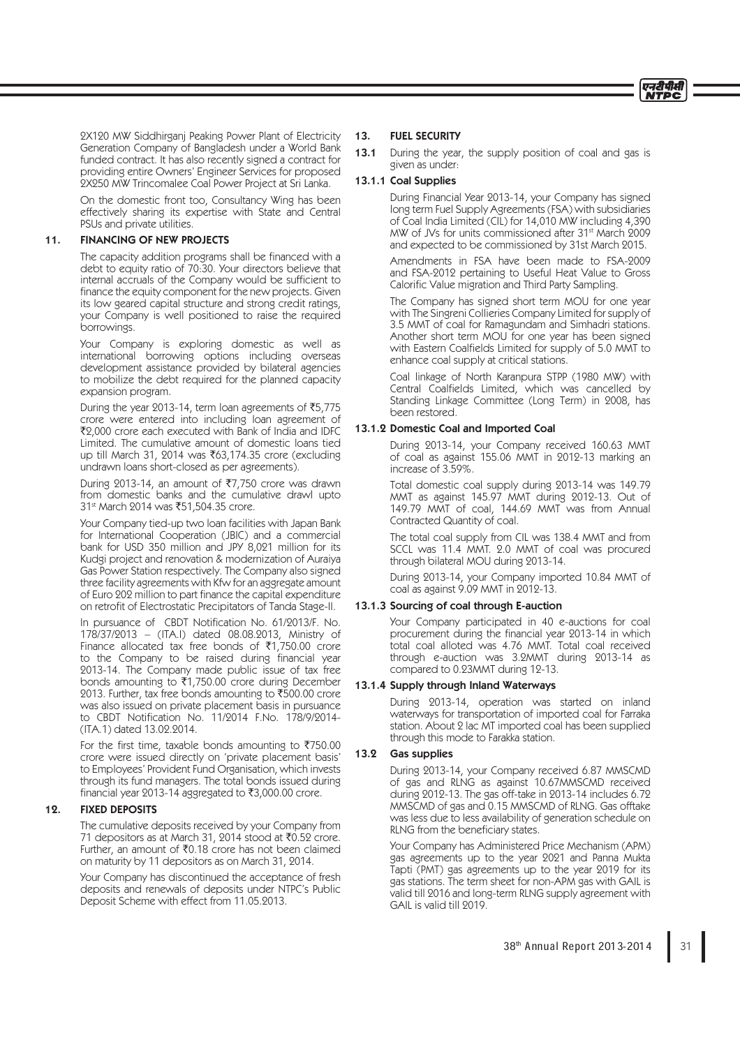2X120 MW Siddhirganj Peaking Power Plant of Electricity Generation Company of Bangladesh under a World Bank funded contract. It has also recently signed a contract for providing entire Owners' Engineer Services for proposed 2X250 MW Trincomalee Coal Power Project at Sri Lanka.

On the domestic front too, Consultancy Wing has been effectively sharing its expertise with State and Central PSUs and private utilities.

## 11. FINANCING OF NEW PROJECTS

The capacity addition programs shall be financed with a debt to equity ratio of 70:30. Your directors believe that internal accruals of the Company would be sufficient to finance the equity component for the new projects. Given its low geared capital structure and strong credit ratings, your Company is well positioned to raise the required borrowings.

Your Company is exploring domestic as well as international borrowing options including overseas development assistance provided by bilateral agencies to mobilize the debt required for the planned capacity expansion program.

During the year 2013-14, term loan agreements of ₹5,775 crore were entered into including loan agreement of ₹2,000 crore each executed with Bank of India and IDFC Limited. The cumulative amount of domestic loans tied up till March 31, 2014 was ₹63,174.35 crore (excluding undrawn loans short-closed as per agreements).

During 2013-14, an amount of ₹7,750 crore was drawn from domestic banks and the cumulative drawl upto 31st March 2014 was ₹51,504.35 crore.

Your Company tied-up two loan facilities with Japan Bank for International Cooperation (JBIC) and a commercial bank for USD 350 million and JPY 8,021 million for its Kudgi project and renovation & modernization of Auraiya Gas Power Station respectively. The Company also signed three facility agreements with Kfw for an aggregate amount of Euro 202 million to part finance the capital expenditure on retrofit of Electrostatic Precipitators of Tanda Stage-II.

In pursuance of CBDT Notification No. 61/2013/F. No. 178/37/2013 – (ITA.I) dated 08.08.2013, Ministry of Finance allocated tax free bonds of ₹1,750.00 crore to the Company to be raised during financial year 2013-14. The Company made public issue of tax free bonds amounting to ₹1,750.00 crore during December 2013. Further, tax free bonds amounting to ₹500.00 crore was also issued on private placement basis in pursuance to CBDT Notification No. 11/2014 F.No. 178/9/2014-(ITA.1) dated 13.02.2014.

For the first time, taxable bonds amounting to ₹750.00 crore were issued directly on 'private placement basis' to Employees' Provident Fund Organisation, which invests through its fund managers. The total bonds issued during financial year 2013-14 aggregated to ₹3,000.00 crore.

## 12. FIXED DEPOSITS

The cumulative deposits received by your Company from 71 depositors as at March 31, 2014 stood at ₹0.52 crore. Further, an amount of ₹0.18 crore has not been claimed on maturity by 11 depositors as on March 31, 2014.

Your Company has discontinued the acceptance of fresh deposits and renewals of deposits under NTPC's Public Deposit Scheme with effect from 11.05.2013.

## 13. FUEL SECURITY

**13.1** During the year, the supply position of coal and gas is given as under:

### 13.1.1 Coal Supplies

During Financial Year 2013-14, your Company has signed long term Fuel Supply Agreements (FSA) with subsidiaries of Coal India Limited (CIL) for 14,010 MW including 4,390 MW of JVs for units commissioned after 31st March 2009 and expected to be commissioned by 31st March 2015.

Amendments in FSA have been made to FSA-2009 and FSA-2012 pertaining to Useful Heat Value to Gross Calorific Value migration and Third Party Sampling.

The Company has signed short term MOU for one year with The Singreni Collieries Company Limited for supply of 3.5 MMT of coal for Ramagundam and Simhadri stations. Another short term MOU for one year has been signed with Eastern Coalfields Limited for supply of 5.0 MMT to enhance coal supply at critical stations.

Coal linkage of North Karanpura STPP (1980 MW) with Central Coalfields Limited, which was cancelled by Standing Linkage Committee (Long Term) in 2008, has been restored.

### 13.1.2 Domestic Coal and Imported Coal

During 2013-14, your Company received 160.63 MMT of coal as against 155.06 MMT in 2012-13 marking an increase of 3.59%.

Total domestic coal supply during 2013-14 was 149.79 MMT as against 145.97 MMT during 2012-13. Out of 149.79 MMT of coal, 144.69 MMT was from Annual Contracted Quantity of coal.

The total coal supply from CIL was 138.4 MMT and from SCCL was 11.4 MMT. 2.0 MMT of coal was procured through bilateral MOU during 2013-14.

During 2013-14, your Company imported 10.84 MMT of coal as against 9.09 MMT in 2012-13.

### 13.1.3 Sourcing of coal through E-auction

Your Company participated in 40 e-auctions for coal procurement during the financial year 2013-14 in which total coal alloted was 4.76 MMT. Total coal received through e-auction was 3.2MMT during 2013-14 as compared to 0.23MMT during 12-13.

### 13.1.4 Supply through Inland Waterways

During 2013-14, operation was started on inland waterways for transportation of imported coal for Farraka station. About 2 lac MT imported coal has been supplied through this mode to Farakka station.

### 13.2 Gas supplies

During 2013-14, your Company received 6.87 MMSCMD of gas and RLNG as against 10.67MMSCMD received during 2012-13. The gas off-take in 2013-14 includes 6.72 MMSCMD of gas and 0.15 MMSCMD of RLNG. Gas offtake was less due to less availability of generation schedule on RLNG from the beneficiary states.

Your Company has Administered Price Mechanism (APM) gas agreements up to the year 2021 and Panna Mukta Tapti (PMT) gas agreements up to the year 2019 for its gas stations. The term sheet for non-APM gas with GAIL is valid till 2016 and long-term RLNG supply agreement with GAIL is valid till 2019.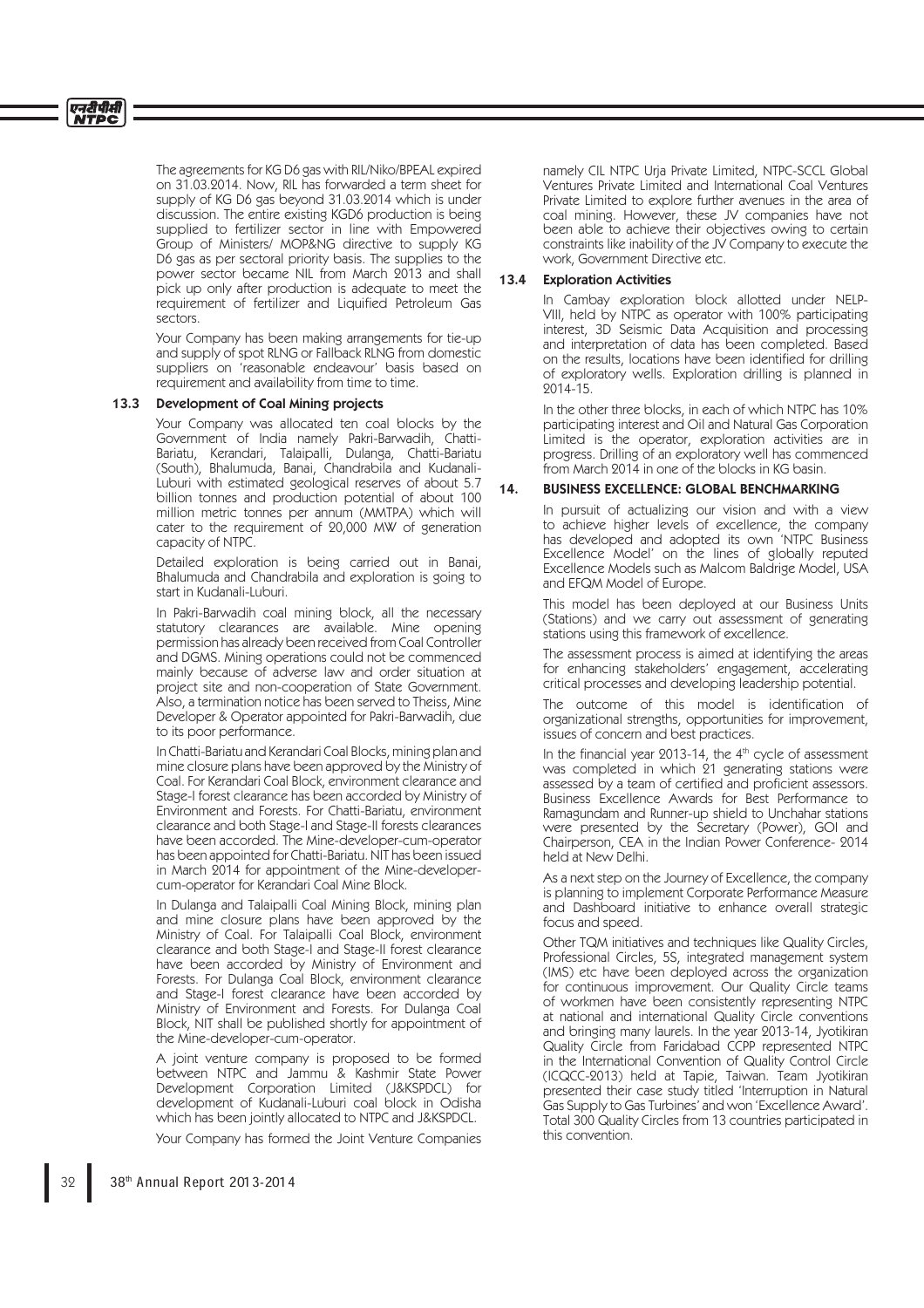The agreements for KG D6 gas with RIL/Niko/BPEAL expired on 31.03.2014. Now, RIL has forwarded a term sheet for supply of KG D6 gas beyond 31.03.2014 which is under discussion. The entire existing KGD6 production is being supplied to fertilizer sector in line with Empowered Group of Ministers/ MOP&NG directive to supply KG D6 gas as per sectoral priority basis. The supplies to the power sector became NIL from March 2013 and shall pick up only after production is adequate to meet the requirement of fertilizer and Liquified Petroleum Gas sectors.

Your Company has been making arrangements for tie-up and supply of spot RLNG or Fallback RLNG from domestic suppliers on 'reasonable endeavour' basis based on requirement and availability from time to time.

### 13.3 Development of Coal Mining projects

Your Company was allocated ten coal blocks by the Government of India namely Pakri-Barwadih, Chatti-Bariatu, Kerandari, Talaipalli, Dulanga, Chatti-Bariatu (South), Bhalumuda, Banai, Chandrabila and Kudanali-Luburi with estimated geological reserves of about 5.7 billion tonnes and production potential of about 100 million metric tonnes per annum (MMTPA) which will cater to the requirement of 20,000 MW of generation capacity of NTPC.

Detailed exploration is being carried out in Banai, Bhalumuda and Chandrabila and exploration is going to start in Kudanali-Luburi.

In Pakri-Barwadih coal mining block, all the necessary statutory clearances are available. Mine opening permission has already been received from Coal Controller and DGMS. Mining operations could not be commenced mainly because of adverse law and order situation at project site and non-cooperation of State Government. Also, a termination notice has been served to Theiss, Mine Developer & Operator appointed for Pakri-Barwadih, due to its poor performance.

In Chatti-Bariatu and Kerandari Coal Blocks, mining plan and mine closure plans have been approved by the Ministry of Coal. For Kerandari Coal Block, environment clearance and Stage-I forest clearance has been accorded by Ministry of Environment and Forests. For Chatti-Bariatu, environment clearance and both Stage-I and Stage-II forests clearances have been accorded. The Mine-developer-cum-operator has been appointed for Chatti-Bariatu. NIT has been issued in March 2014 for appointment of the Mine-developer-cum-operator for Kerandari Coal Mine Block.

In Dulanga and Talaipalli Coal Mining Block, mining plan and mine closure plans have been approved by the Ministry of Coal. For Talaipalli Coal Block, environment clearance and both Stage-I and Stage-II forest clearance have been accorded by Ministry of Environment and Forests. For Dulanga Coal Block, environment clearance and Stage-I forest clearance have been accorded by Ministry of Environment and Forests. For Dulanga Coal Block, NIT shall be published shortly for appointment of the Mine-developer-cum-operator.

A joint venture company is proposed to be formed between NTPC and Jammu & Kashmir State Power Development Corporation Limited (J&KSPDCL) for development of Kudanali-Luburi coal block in Odisha which has been jointly allocated to NTPC and J&KSPDCL.

Your Company has formed the Joint Venture Companies namely CIL NTPC Urja Private Limited, NTPC-SCCL Global Ventures Private Limited and International Coal Ventures Private Limited to explore further avenues in the area of coal mining. However, these JV companies have not been able to achieve their objectives owing to certain constraints like inability of the JV Company to execute the work, Government Directive etc.

### 13.4 Exploration Activities

In Cambay exploration block allotted under NELP-VIII, held by NTPC as operator with 100% participating interest, 3D Seismic Data Acquisition and processing and interpretation of data has been completed. Based on the results, locations have been identified for drilling of exploratory wells. Exploration drilling is planned in 2014-15.

In the other three blocks, in each of which NTPC has 10% participating interest and Oil and Natural Gas Corporation Limited is the operator, exploration activities are in progress. Drilling of an exploratory well has commenced from March 2014 in one of the blocks in KG basin.

## 14. BUSINESS EXCELLENCE: GLOBAL BENCHMARKING

In pursuit of actualizing our vision and with a view to achieve higher levels of excellence, the company has developed and adopted its own 'NTPC Business Excellence Model' on the lines of globally reputed Excellence Models such as Malcom Baldrige Model, USA and EFQM Model of Europe.

This model has been deployed at our Business Units (Stations) and we carry out assessment of generating stations using this framework of excellence.

The assessment process is aimed at identifying the areas for enhancing stakeholders' engagement, accelerating critical processes and developing leadership potential.

The outcome of this model is identification of organizational strengths, opportunities for improvement, issues of concern and best practices.

In the financial year 2013-14, the 4th cycle of assessment was completed in which 21 generating stations were assessed by a team of certified and proficient assessors. Business Excellence Awards for Best Performance to Ramagundam and Runner-up shield to Unchahar stations were presented by the Secretary (Power), GOI and Chairperson, CEA in the Indian Power Conference- 2014 held at New Delhi.

As a next step on the Journey of Excellence, the company is planning to implement Corporate Performance Measure and Dashboard initiative to enhance overall strategic focus and speed.

Other TQM initiatives and techniques like Quality Circles, Professional Circles, 5S, integrated management system (IMS) etc have been deployed across the organization for continuous improvement. Our Quality Circle teams of workmen have been consistently representing NTPC at national and international Quality Circle conventions and bringing many laurels. In the year 2013-14, Jyotikiran Quality Circle from Faridabad CCPP represented NTPC in the International Convention of Quality Control Circle (ICQCC-2013) held at Tapie, Taiwan. Team Jyotikiran presented their case study titled 'Interruption in Natural Gas Supply to Gas Turbines' and won 'Excellence Award'. Total 300 Quality Circles from 13 countries participated in this convention.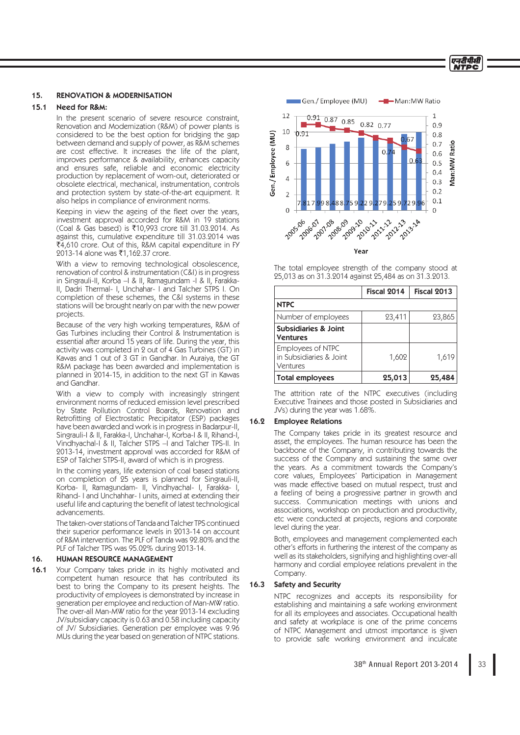## 15. RENOVATION & MODERNISATION

### 15.1 Need for R&M:

In the present scenario of severe resource constraint, Renovation and Modernization (R&M) of power plants is considered to be the best option for bridging the gap between demand and supply of power, as R&M schemes are cost effective. It increases the life of the plant, improves performance & availability, enhances capacity and ensures safe, reliable and economic electricity production by replacement of worn-out, deteriorated or obsolete electrical, mechanical, instrumentation, controls and protection system by state-of-the-art equipment. It also helps in compliance of environment norms.

Keeping in view the ageing of the fleet over the years, investment approval accorded for R&M in 19 stations (Coal & Gas based) is ₹10,993 crore till 31.03.2014. As against this, cumulative expenditure till 31.03.2014 was ₹4,610 crore. Out of this, R&M capital expenditure in FY 2013-14 alone was ₹1,162.37 crore.

With a view to removing technological obsolescence, renovation of control & instrumentation (C&I) is in progress in Singrauli-II, Korba –I & II, Ramagundam -I & II, Farakka-II, Dadri Thermal- I, Unchahar- I and Talcher STPS I. On completion of these schemes, the C&I systems in these stations will be brought nearly on par with the new power projects.

Because of the very high working temperatures, R&M of Gas Turbines including their Control & Instrumentation is essential after around 15 years of life. During the year, this activity was completed in 2 out of 4 Gas Turbines (GT) in Kawas and 1 out of 3 GT in Gandhar. In Auraiya, the GT R&M package has been awarded and implementation is planned in 2014-15, in addition to the next GT in Kawas and Gandhar.

With a view to comply with increasingly stringent environment norms of reduced emission level prescribed by State Pollution Control Boards, Renovation and Retrofitting of Electrostatic Precipitator (ESP) packages have been awarded and work is in progress in Badarpur-II, Singrauli-I & II, Farakka-I, Unchahar-I, Korba-I & II, Rihand-I, Vindhyachal-I & II, Talcher STPS –I and Talcher TPS-II. In 2013-14, investment approval was accorded for R&M of ESP of Talcher STPS-II, award of which is in progress.

In the coming years, life extension of coal based stations on completion of 25 years is planned for Singrauli-II, Korba- II, Ramagundam- II, Vindhyachal- I, Farakka- I, Rihand- I and Unchahar- I units, aimed at extending their useful life and capturing the benefit of latest technological advancements.

The taken-over stations of Tanda and Talcher TPS continued their superior performance levels in 2013-14 on account of R&M intervention. The PLF of Tanda was 92.80% and the PLF of Talcher TPS was 95.02% during 2013-14.

## 16. HUMAN RESOURCE MANAGEMENT

**16.1** Your Company takes pride in its highly motivated and competent human resource that has contributed its best to bring the Company to its present heights. The productivity of employees is demonstrated by increase in generation per employee and reduction of Man-MW ratio. The over-all Man-MW ratio for the year 2013-14 excluding JV/subsidiary capacity is 0.63 and 0.58 including capacity of JV/ Subsidiaries. Generation per employee was 9.96 MUs during the year based on generation of NTPC stations.

| Year | Gen./ Employee (MU) | Man:MW Ratio |
|---|---|---|
| 2005-06 | 7.81 | 0.91 |
| 2006-07 | 7.99 | 0.91 |
| 2007-08 | 8.48 | 0.87 |
| 2008-09 | 8.75 | 0.85 |
| 2009-10 | 9.22 | 0.82 |
| 2010-11 | 9.27 | 0.77 |
| 2011-12 | 9.25 | 0.74 |
| 2012-13 | 9.72 | 0.67 |
| 2013-14 | 9.96 | 0.63 |

The total employee strength of the company stood at 25,013 as on 31.3.2014 against 25,484 as on 31.3.2013.

| | Fiscal 2014 | Fiscal 2013 |
|---|---|---|
| **NTPC** | | |
| Number of employees | 23,411 | 23,865 |
| **Subsidiaries & Joint Ventures** | | |
| Employees of NTPC in Subsidiaries & Joint Ventures | 1,602 | 1,619 |
| **Total employees** | **25,013** | **25,484** |

The attrition rate of the NTPC executives (including Executive Trainees and those posted in Subsidiaries and JVs) during the year was 1.68%.

### 16.2 Employee Relations

The Company takes pride in its greatest resource and asset, the employees. The human resource has been the backbone of the Company, in contributing towards the success of the Company and sustaining the same over the years. As a commitment towards the Company's core values, Employees' Participation in Management was made effective based on mutual respect, trust and a feeling of being a progressive partner in growth and success. Communication meetings with unions and associations, workshop on production and productivity, etc were conducted at projects, regions and corporate level during the year.

Both, employees and management complemented each other's efforts in furthering the interest of the company as well as its stakeholders, signifying and highlighting over-all harmony and cordial employee relations prevalent in the Company.

### 16.3 Safety and Security

NTPC recognizes and accepts its responsibility for establishing and maintaining a safe working environment for all its employees and associates. Occupational health and safety at workplace is one of the prime concerns of NTPC Management and utmost importance is given to provide safe working environment and inculcate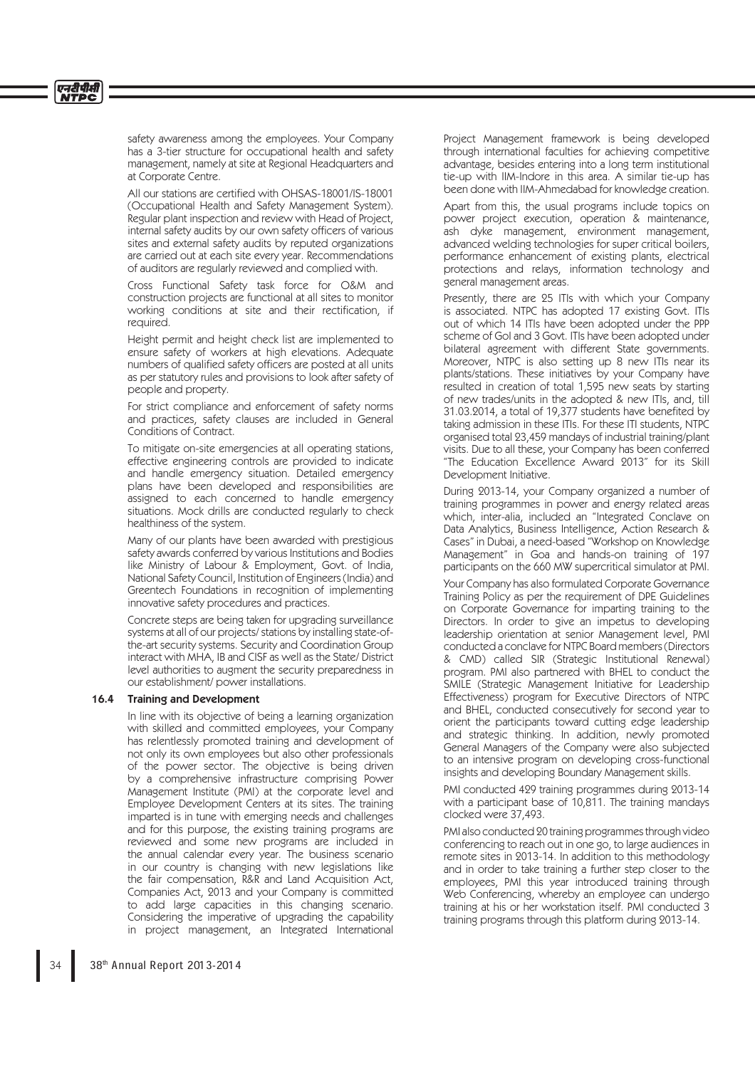safety awareness among the employees. Your Company has a 3-tier structure for occupational health and safety management, namely at site at Regional Headquarters and at Corporate Centre.

All our stations are certified with OHSAS-18001/IS-18001 (Occupational Health and Safety Management System). Regular plant inspection and review with Head of Project, internal safety audits by our own safety officers of various sites and external safety audits by reputed organizations are carried out at each site every year. Recommendations of auditors are regularly reviewed and complied with.

Cross Functional Safety task force for O&M and construction projects are functional at all sites to monitor working conditions at site and their rectification, if required.

Height permit and height check list are implemented to ensure safety of workers at high elevations. Adequate numbers of qualified safety officers are posted at all units as per statutory rules and provisions to look after safety of people and property.

For strict compliance and enforcement of safety norms and practices, safety clauses are included in General Conditions of Contract.

To mitigate on-site emergencies at all operating stations, effective engineering controls are provided to indicate and handle emergency situation. Detailed emergency plans have been developed and responsibilities are assigned to each concerned to handle emergency situations. Mock drills are conducted regularly to check healthiness of the system.

Many of our plants have been awarded with prestigious safety awards conferred by various Institutions and Bodies like Ministry of Labour & Employment, Govt. of India, National Safety Council, Institution of Engineers (India) and Greentech Foundations in recognition of implementing innovative safety procedures and practices.

Concrete steps are being taken for upgrading surveillance systems at all of our projects/ stations by installing state-of-the-art security systems. Security and Coordination Group interact with MHA, IB and CISF as well as the State/ District level authorities to augment the security preparedness in our establishment/ power installations.

### 16.4 Training and Development

In line with its objective of being a learning organization with skilled and committed employees, your Company has relentlessly promoted training and development of not only its own employees but also other professionals of the power sector. The objective is being driven by a comprehensive infrastructure comprising Power Management Institute (PMI) at the corporate level and Employee Development Centers at its sites. The training imparted is in tune with emerging needs and challenges and for this purpose, the existing training programs are reviewed and some new programs are included in the annual calendar every year. The business scenario in our country is changing with new legislations like the fair compensation, R&R and Land Acquisition Act, Companies Act, 2013 and your Company is committed to add large capacities in this changing scenario. Considering the imperative of upgrading the capability in project management, an Integrated International Project Management framework is being developed through international faculties for achieving competitive advantage, besides entering into a long term institutional tie-up with IIM-Indore in this area. A similar tie-up has been done with IIM-Ahmedabad for knowledge creation.

Apart from this, the usual programs include topics on power project execution, operation & maintenance, ash dyke management, environment management, advanced welding technologies for super critical boilers, performance enhancement of existing plants, electrical protections and relays, information technology and general management areas.

Presently, there are 25 ITIs with which your Company is associated. NTPC has adopted 17 existing Govt. ITIs out of which 14 ITIs have been adopted under the PPP scheme of GoI and 3 Govt. ITIs have been adopted under bilateral agreement with different State governments. Moreover, NTPC is also setting up 8 new ITIs near its plants/stations. These initiatives by your Company have resulted in creation of total 1,595 new seats by starting of new trades/units in the adopted & new ITIs, and, till 31.03.2014, a total of 19,377 students have benefited by taking admission in these ITIs. For these ITI students, NTPC organised total 23,459 mandays of industrial training/plant visits. Due to all these, your Company has been conferred "The Education Excellence Award 2013" for its Skill Development Initiative.

During 2013-14, your Company organized a number of training programmes in power and energy related areas which, inter-alia, included an "Integrated Conclave on Data Analytics, Business Intelligence, Action Research & Cases" in Dubai, a need-based "Workshop on Knowledge Management" in Goa and hands-on training of 197 participants on the 660 MW supercritical simulator at PMI.

Your Company has also formulated Corporate Governance Training Policy as per the requirement of DPE Guidelines on Corporate Governance for imparting training to the Directors. In order to give an impetus to developing leadership orientation at senior Management level, PMI conducted a conclave for NTPC Board members (Directors & CMD) called SIR (Strategic Institutional Renewal) program. PMI also partnered with BHEL to conduct the SMILE (Strategic Management Initiative for Leadership Effectiveness) program for Executive Directors of NTPC and BHEL, conducted consecutively for second year to orient the participants toward cutting edge leadership and strategic thinking. In addition, newly promoted General Managers of the Company were also subjected to an intensive program on developing cross-functional insights and developing Boundary Management skills.

PMI conducted 429 training programmes during 2013-14 with a participant base of 10,811. The training mandays clocked were 37,493.

PMI also conducted 20 training programmes through video conferencing to reach out in one go, to large audiences in remote sites in 2013-14. In addition to this methodology and in order to take training a further step closer to the employees, PMI this year introduced training through Web Conferencing, whereby an employee can undergo training at his or her workstation itself. PMI conducted 3 training programs through this platform during 2013-14.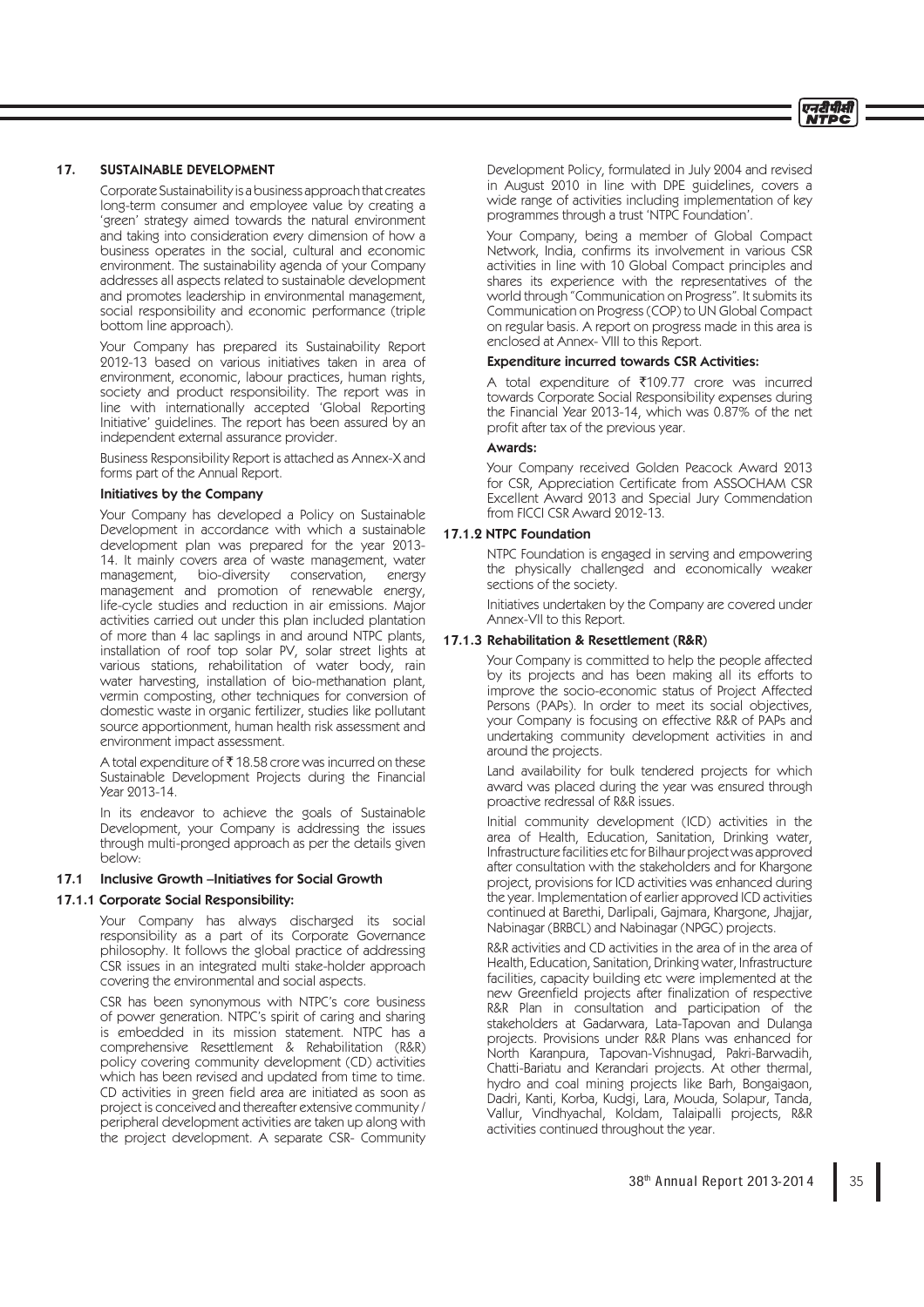## 17. SUSTAINABLE DEVELOPMENT

Corporate Sustainability is a business approach that creates long-term consumer and employee value by creating a 'green' strategy aimed towards the natural environment and taking into consideration every dimension of how a business operates in the social, cultural and economic environment. The sustainability agenda of your Company addresses all aspects related to sustainable development and promotes leadership in environmental management, social responsibility and economic performance (triple bottom line approach).

Your Company has prepared its Sustainability Report 2012-13 based on various initiatives taken in area of environment, economic, labour practices, human rights, society and product responsibility. The report was in line with internationally accepted 'Global Reporting Initiative' guidelines. The report has been assured by an independent external assurance provider.

Business Responsibility Report is attached as Annex-X and forms part of the Annual Report.

### Initiatives by the Company

Your Company has developed a Policy on Sustainable Development in accordance with which a sustainable development plan was prepared for the year 2013-14. It mainly covers area of waste management, water management, bio-diversity conservation, energy management and promotion of renewable energy, life-cycle studies and reduction in air emissions. Major activities carried out under this plan included plantation of more than 4 lac saplings in and around NTPC plants, installation of roof top solar PV, solar street lights at various stations, rehabilitation of water body, rain water harvesting, installation of bio-methanation plant, vermin composting, other techniques for conversion of domestic waste in organic fertilizer, studies like pollutant source apportionment, human health risk assessment and environment impact assessment.

A total expenditure of ₹ 18.58 crore was incurred on these Sustainable Development Projects during the Financial Year 2013-14.

In its endeavor to achieve the goals of Sustainable Development, your Company is addressing the issues through multi-pronged approach as per the details given below:

### 17.1 Inclusive Growth –Initiatives for Social Growth

#### 17.1.1 Corporate Social Responsibility:

Your Company has always discharged its social responsibility as a part of its Corporate Governance philosophy. It follows the global practice of addressing CSR issues in an integrated multi stake-holder approach covering the environmental and social aspects.

CSR has been synonymous with NTPC's core business of power generation. NTPC's spirit of caring and sharing is embedded in its mission statement. NTPC has a comprehensive Resettlement & Rehabilitation (R&R) policy covering community development (CD) activities which has been revised and updated from time to time. CD activities in green field area are initiated as soon as project is conceived and thereafter extensive community / peripheral development activities are taken up along with the project development. A separate CSR- Community Development Policy, formulated in July 2004 and revised in August 2010 in line with DPE guidelines, covers a wide range of activities including implementation of key programmes through a trust 'NTPC Foundation'.

Your Company, being a member of Global Compact Network, India, confirms its involvement in various CSR activities in line with 10 Global Compact principles and shares its experience with the representatives of the world through "Communication on Progress". It submits its Communication on Progress (COP) to UN Global Compact on regular basis. A report on progress made in this area is enclosed at Annex- VIII to this Report.

**Expenditure incurred towards CSR Activities:**

A total expenditure of ₹109.77 crore was incurred towards Corporate Social Responsibility expenses during the Financial Year 2013-14, which was 0.87% of the net profit after tax of the previous year.

**Awards:**

Your Company received Golden Peacock Award 2013 for CSR, Appreciation Certificate from ASSOCHAM CSR Excellent Award 2013 and Special Jury Commendation from FICCI CSR Award 2012-13.

#### 17.1.2 NTPC Foundation

NTPC Foundation is engaged in serving and empowering the physically challenged and economically weaker sections of the society.

Initiatives undertaken by the Company are covered under Annex-VII to this Report.

#### 17.1.3 Rehabilitation & Resettlement (R&R)

Your Company is committed to help the people affected by its projects and has been making all its efforts to improve the socio-economic status of Project Affected Persons (PAPs). In order to meet its social objectives, your Company is focusing on effective R&R of PAPs and undertaking community development activities in and around the projects.

Land availability for bulk tendered projects for which award was placed during the year was ensured through proactive redressal of R&R issues.

Initial community development (ICD) activities in the area of Health, Education, Sanitation, Drinking water, Infrastructure facilities etc for Bilhaur project was approved after consultation with the stakeholders and for Khargone project, provisions for ICD activities was enhanced during the year. Implementation of earlier approved ICD activities continued at Barethi, Darlipali, Gajmara, Khargone, Jhajjar, Nabinagar (BRBCL) and Nabinagar (NPGC) projects.

R&R activities and CD activities in the area of in the area of Health, Education, Sanitation, Drinking water, Infrastructure facilities, capacity building etc were implemented at the new Greenfield projects after finalization of respective R&R Plan in consultation and participation of the stakeholders at Gadarwara, Lata-Tapovan and Dulanga projects. Provisions under R&R Plans was enhanced for North Karanpura, Tapovan-Vishnugad, Pakri-Barwadih, Chatti-Bariatu and Kerandari projects. At other thermal, hydro and coal mining projects like Barh, Bongaigaon, Dadri, Kanti, Korba, Kudgi, Lara, Mouda, Solapur, Tanda, Vallur, Vindhyachal, Koldam, Talaipalli projects, R&R activities continued throughout the year.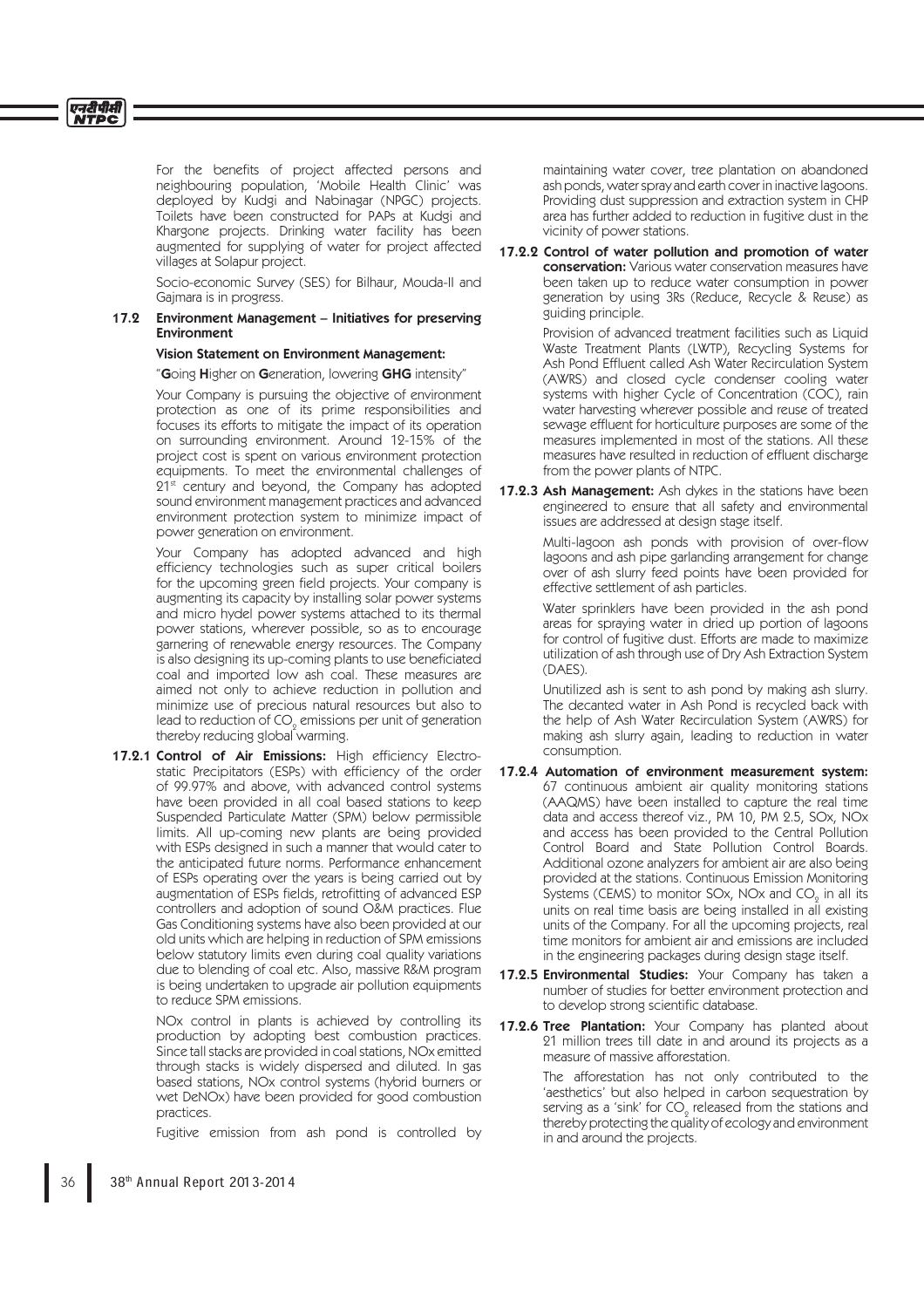For the benefits of project affected persons and neighbouring population, 'Mobile Health Clinic' was deployed by Kudgi and Nabinagar (NPGC) projects. Toilets have been constructed for PAPs at Kudgi and Khargone projects. Drinking water facility has been augmented for supplying of water for project affected villages at Solapur project.

Socio-economic Survey (SES) for Bilhaur, Mouda-II and Gajmara is in progress.

### 17.2 Environment Management – Initiatives for preserving Environment

**Vision Statement on Environment Management:**

"**G**oing **H**igher on **G**eneration, lowering **GHG** intensity"

Your Company is pursuing the objective of environment protection as one of its prime responsibilities and focuses its efforts to mitigate the impact of its operation on surrounding environment. Around 12-15% of the project cost is spent on various environment protection equipments. To meet the environmental challenges of 21[st] century and beyond, the Company has adopted sound environment management practices and advanced environment protection system to minimize impact of power generation on environment.

Your Company has adopted advanced and high efficiency technologies such as super critical boilers for the upcoming green field projects. Your company is augmenting its capacity by installing solar power systems and micro hydel power systems attached to its thermal power stations, wherever possible, so as to encourage garnering of renewable energy resources. The Company is also designing its up-coming plants to use beneficiated coal and imported low ash coal. These measures are aimed not only to achieve reduction in pollution and minimize use of precious natural resources but also to lead to reduction of $CO_2$ emissions per unit of generation thereby reducing global warming.

**17.2.1 Control of Air Emissions:** High efficiency Electro-static Precipitators (ESPs) with efficiency of the order of 99.97% and above, with advanced control systems have been provided in all coal based stations to keep Suspended Particulate Matter (SPM) below permissible limits. All up-coming new plants are being provided with ESPs designed in such a manner that would cater to the anticipated future norms. Performance enhancement of ESPs operating over the years is being carried out by augmentation of ESPs fields, retrofitting of advanced ESP controllers and adoption of sound O&M practices. Flue Gas Conditioning systems have also been provided at our old units which are helping in reduction of SPM emissions below statutory limits even during coal quality variations due to blending of coal etc. Also, massive R&M program is being undertaken to upgrade air pollution equipments to reduce SPM emissions.

NOx control in plants is achieved by controlling its production by adopting best combustion practices. Since tall stacks are provided in coal stations, NOx emitted through stacks is widely dispersed and diluted. In gas based stations, NOx control systems (hybrid burners or wet DeNOx) have been provided for good combustion practices.

Fugitive emission from ash pond is controlled by maintaining water cover, tree plantation on abandoned ash ponds, water spray and earth cover in inactive lagoons. Providing dust suppression and extraction system in CHP area has further added to reduction in fugitive dust in the vicinity of power stations.

**17.2.2 Control of water pollution and promotion of water conservation:** Various water conservation measures have been taken up to reduce water consumption in power generation by using 3Rs (Reduce, Recycle & Reuse) as guiding principle.

Provision of advanced treatment facilities such as Liquid Waste Treatment Plants (LWTP), Recycling Systems for Ash Pond Effluent called Ash Water Recirculation System (AWRS) and closed cycle condenser cooling water systems with higher Cycle of Concentration (COC), rain water harvesting wherever possible and reuse of treated sewage effluent for horticulture purposes are some of the measures implemented in most of the stations. All these measures have resulted in reduction of effluent discharge from the power plants of NTPC.

**17.2.3 Ash Management:** Ash dykes in the stations have been engineered to ensure that all safety and environmental issues are addressed at design stage itself.

Multi-lagoon ash ponds with provision of over-flow lagoons and ash pipe garlanding arrangement for change over of ash slurry feed points have been provided for effective settlement of ash particles.

Water sprinklers have been provided in the ash pond areas for spraying water in dried up portion of lagoons for control of fugitive dust. Efforts are made to maximize utilization of ash through use of Dry Ash Extraction System (DAES).

Unutilized ash is sent to ash pond by making ash slurry. The decanted water in Ash Pond is recycled back with the help of Ash Water Recirculation System (AWRS) for making ash slurry again, leading to reduction in water consumption.

**17.2.4 Automation of environment measurement system:** 67 continuous ambient air quality monitoring stations (AAQMS) have been installed to capture the real time data and access thereof viz., PM 10, PM 2.5, SOx, NOx and access has been provided to the Central Pollution Control Board and State Pollution Control Boards. Additional ozone analyzers for ambient air are also being provided at the stations. Continuous Emission Monitoring Systems (CEMS) to monitor SOx, NOx and $CO_2$ in all its units on real time basis are being installed in all existing units of the Company. For all the upcoming projects, real time monitors for ambient air and emissions are included in the engineering packages during design stage itself.

**17.2.5 Environmental Studies:** Your Company has taken a number of studies for better environment protection and to develop strong scientific database.

**17.2.6 Tree Plantation:** Your Company has planted about 21 million trees till date in and around its projects as a measure of massive afforestation.

The afforestation has not only contributed to the 'aesthetics' but also helped in carbon sequestration by serving as a 'sink' for $CO_2$ released from the stations and thereby protecting the quality of ecology and environment in and around the projects.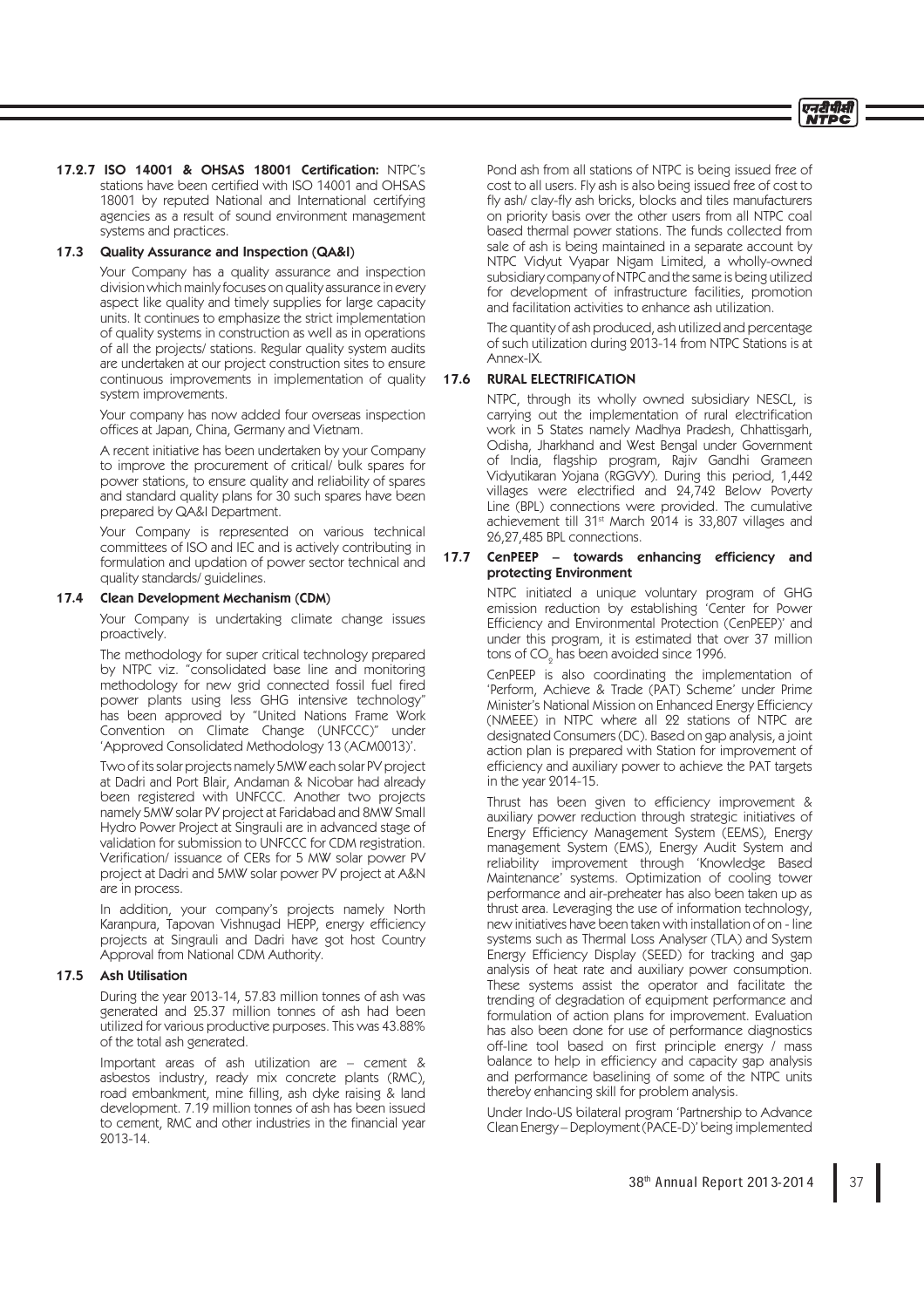**17.2.7 ISO 14001 & OHSAS 18001 Certification:** NTPC's stations have been certified with ISO 14001 and OHSAS 18001 by reputed National and International certifying agencies as a result of sound environment management systems and practices.

### 17.3 Quality Assurance and Inspection (QA&I)

Your Company has a quality assurance and inspection division which mainly focuses on quality assurance in every aspect like quality and timely supplies for large capacity units. It continues to emphasize the strict implementation of quality systems in construction as well as in operations of all the projects/ stations. Regular quality system audits are undertaken at our project construction sites to ensure continuous improvements in implementation of quality system improvements.

Your company has now added four overseas inspection offices at Japan, China, Germany and Vietnam.

A recent initiative has been undertaken by your Company to improve the procurement of critical/ bulk spares for power stations, to ensure quality and reliability of spares and standard quality plans for 30 such spares have been prepared by QA&I Department.

Your Company is represented on various technical committees of ISO and IEC and is actively contributing in formulation and updation of power sector technical and quality standards/ guidelines.

### 17.4 Clean Development Mechanism (CDM)

Your Company is undertaking climate change issues proactively.

The methodology for super critical technology prepared by NTPC viz. "consolidated base line and monitoring methodology for new grid connected fossil fuel fired power plants using less GHG intensive technology" has been approved by "United Nations Frame Work Convention on Climate Change (UNFCCC)" under 'Approved Consolidated Methodology 13 (ACM0013)'.

Two of its solar projects namely 5MW each solar PV project at Dadri and Port Blair, Andaman & Nicobar had already been registered with UNFCCC. Another two projects namely 5MW solar PV project at Faridabad and 8MW Small Hydro Power Project at Singrauli are in advanced stage of validation for submission to UNFCCC for CDM registration. Verification/ issuance of CERs for 5 MW solar power PV project at Dadri and 5MW solar power PV project at A&N are in process.

In addition, your company's projects namely North Karanpura, Tapovan Vishnugad HEPP, energy efficiency projects at Singrauli and Dadri have got host Country Approval from National CDM Authority.

### 17.5 Ash Utilisation

During the year 2013-14, 57.83 million tonnes of ash was generated and 25.37 million tonnes of ash had been utilized for various productive purposes. This was 43.88% of the total ash generated.

Important areas of ash utilization are – cement & asbestos industry, ready mix concrete plants (RMC), road embankment, mine filling, ash dyke raising & land development. 7.19 million tonnes of ash has been issued to cement, RMC and other industries in the financial year 2013-14.

Pond ash from all stations of NTPC is being issued free of cost to all users. Fly ash is also being issued free of cost to fly ash/ clay-fly ash bricks, blocks and tiles manufacturers on priority basis over the other users from all NTPC coal based thermal power stations. The funds collected from sale of ash is being maintained in a separate account by NTPC Vidyut Vyapar Nigam Limited, a wholly-owned subsidiary company of NTPC and the same is being utilized for development of infrastructure facilities, promotion and facilitation activities to enhance ash utilization.

The quantity of ash produced, ash utilized and percentage of such utilization during 2013-14 from NTPC Stations is at Annex-IX.

### 17.6 RURAL ELECTRIFICATION

NTPC, through its wholly owned subsidiary NESCL, is carrying out the implementation of rural electrification work in 5 States namely Madhya Pradesh, Chhattisgarh, Odisha, Jharkhand and West Bengal under Government of India, flagship program, Rajiv Gandhi Grameen Vidyutikaran Yojana (RGGVY). During this period, 1,442 villages were electrified and 24,742 Below Poverty Line (BPL) connections were provided. The cumulative achievement till 31st March 2014 is 33,807 villages and 26,27,485 BPL connections.

### 17.7 CenPEEP – towards enhancing efficiency and protecting Environment

NTPC initiated a unique voluntary program of GHG emission reduction by establishing 'Center for Power Efficiency and Environmental Protection (CenPEEP)' and under this program, it is estimated that over 37 million tons of $CO_2$ has been avoided since 1996.

CenPEEP is also coordinating the implementation of 'Perform, Achieve & Trade (PAT) Scheme' under Prime Minister's National Mission on Enhanced Energy Efficiency (NMEEE) in NTPC where all 22 stations of NTPC are designated Consumers (DC). Based on gap analysis, a joint action plan is prepared with Station for improvement of efficiency and auxiliary power to achieve the PAT targets in the year 2014-15.

Thrust has been given to efficiency improvement & auxiliary power reduction through strategic initiatives of Energy Efficiency Management System (EEMS), Energy management System (EMS), Energy Audit System and reliability improvement through 'Knowledge Based Maintenance' systems. Optimization of cooling tower performance and air-preheater has also been taken up as thrust area. Leveraging the use of information technology, new initiatives have been taken with installation of on - line systems such as Thermal Loss Analyser (TLA) and System Energy Efficiency Display (SEED) for tracking and gap analysis of heat rate and auxiliary power consumption. These systems assist the operator and facilitate the trending of degradation of equipment performance and formulation of action plans for improvement. Evaluation has also been done for use of performance diagnostics off-line tool based on first principle energy / mass balance to help in efficiency and capacity gap analysis and performance baselining of some of the NTPC units thereby enhancing skill for problem analysis.

Under Indo-US bilateral program 'Partnership to Advance Clean Energy – Deployment (PACE-D)' being implemented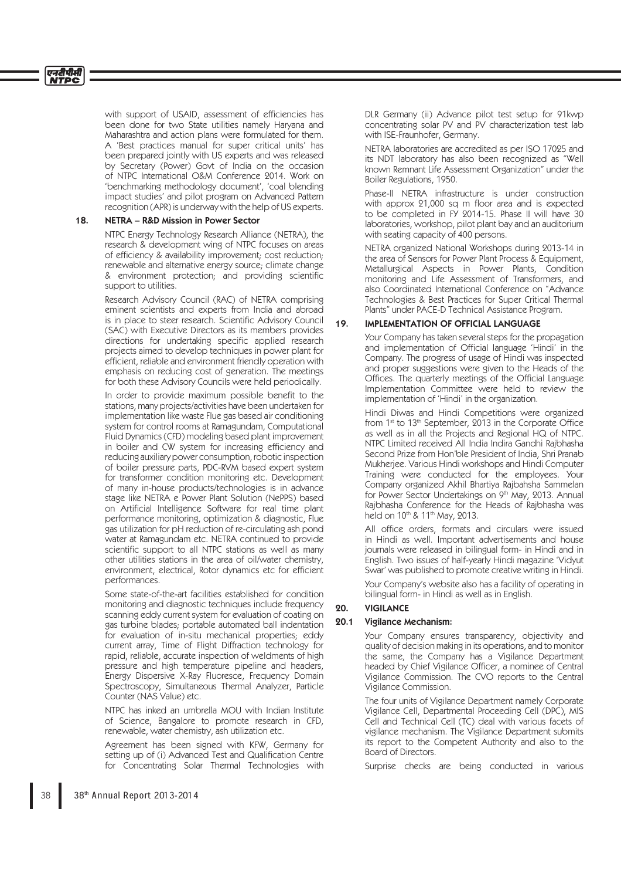with support of USAID, assessment of efficiencies has been done for two State utilities namely Haryana and Maharashtra and action plans were formulated for them. A 'Best practices manual for super critical units' has been prepared jointly with US experts and was released by Secretary (Power) Govt of India on the occasion of NTPC International O&M Conference 2014. Work on 'benchmarking methodology document', 'coal blending impact studies' and pilot program on Advanced Pattern recognition (APR) is underway with the help of US experts.

## 18. NETRA – R&D Mission in Power Sector

NTPC Energy Technology Research Alliance (NETRA), the research & development wing of NTPC focuses on areas of efficiency & availability improvement; cost reduction; renewable and alternative energy source; climate change & environment protection; and providing scientific support to utilities.

Research Advisory Council (RAC) of NETRA comprising eminent scientists and experts from India and abroad is in place to steer research. Scientific Advisory Council (SAC) with Executive Directors as its members provides directions for undertaking specific applied research projects aimed to develop techniques in power plant for efficient, reliable and environment friendly operation with emphasis on reducing cost of generation. The meetings for both these Advisory Councils were held periodically.

In order to provide maximum possible benefit to the stations, many projects/activities have been undertaken for implementation like waste Flue gas based air conditioning system for control rooms at Ramagundam, Computational Fluid Dynamics (CFD) modeling based plant improvement in boiler and CW system for increasing efficiency and reducing auxiliary power consumption, robotic inspection of boiler pressure parts, PDC-RVM based expert system for transformer condition monitoring etc. Development of many in-house products/technologies is in advance stage like NETRA e Power Plant Solution (NePPS) based on Artificial Intelligence Software for real time plant performance monitoring, optimization & diagnostic, Flue gas utilization for pH reduction of re-circulating ash pond water at Ramagundam etc. NETRA continued to provide scientific support to all NTPC stations as well as many other utilities stations in the area of oil/water chemistry, environment, electrical, Rotor dynamics etc for efficient performances.

Some state-of-the-art facilities established for condition monitoring and diagnostic techniques include frequency scanning eddy current system for evaluation of coating on gas turbine blades; portable automated ball indentation for evaluation of in-situ mechanical properties; eddy current array, Time of Flight Diffraction technology for rapid, reliable, accurate inspection of weldments of high pressure and high temperature pipeline and headers, Energy Dispersive X-Ray Fluoresce, Frequency Domain Spectroscopy, Simultaneous Thermal Analyzer, Particle Counter (NAS Value) etc.

NTPC has inked an umbrella MOU with Indian Institute of Science, Bangalore to promote research in CFD, renewable, water chemistry, ash utilization etc.

Agreement has been signed with KFW, Germany for setting up of (i) Advanced Test and Qualification Centre for Concentrating Solar Thermal Technologies with DLR Germany (ii) Advance pilot test setup for 91kwp concentrating solar PV and PV characterization test lab with ISE-Fraunhofer, Germany.

NETRA laboratories are accredited as per ISO 17025 and its NDT laboratory has also been recognized as "Well known Remnant Life Assessment Organization" under the Boiler Regulations, 1950.

Phase-II NETRA infrastructure is under construction with approx 21,000 sq m floor area and is expected to be completed in FY 2014-15. Phase II will have 30 laboratories, workshop, pilot plant bay and an auditorium with seating capacity of 400 persons.

NETRA organized National Workshops during 2013-14 in the area of Sensors for Power Plant Process & Equipment, Metallurgical Aspects in Power Plants, Condition monitoring and Life Assessment of Transformers, and also Coordinated International Conference on "Advance Technologies & Best Practices for Super Critical Thermal Plants" under PACE-D Technical Assistance Program.

## 19. IMPLEMENTATION OF OFFICIAL LANGUAGE

Your Company has taken several steps for the propagation and implementation of Official language 'Hindi' in the Company. The progress of usage of Hindi was inspected and proper suggestions were given to the Heads of the Offices. The quarterly meetings of the Official Language Implementation Committee were held to review the implementation of 'Hindi' in the organization.

Hindi Diwas and Hindi Competitions were organized from 1st to 13th September, 2013 in the Corporate Office as well as in all the Projects and Regional HQ of NTPC. NTPC Limited received All India Indira Gandhi Rajbhasha Second Prize from Hon'ble President of India, Shri Pranab Mukherjee. Various Hindi workshops and Hindi Computer Training were conducted for the employees. Your Company organized Akhil Bhartiya Rajbahsha Sammelan for Power Sector Undertakings on 9th May, 2013. Annual Rajbhasha Conference for the Heads of Rajbhasha was held on 10th & 11th May, 2013.

All office orders, formats and circulars were issued in Hindi as well. Important advertisements and house journals were released in bilingual form- in Hindi and in English. Two issues of half-yearly Hindi magazine 'Vidyut Swar' was published to promote creative writing in Hindi.

Your Company's website also has a facility of operating in bilingual form- in Hindi as well as in English.

## 20. VIGILANCE

### 20.1 Vigilance Mechanism:

Your Company ensures transparency, objectivity and quality of decision making in its operations, and to monitor the same, the Company has a Vigilance Department headed by Chief Vigilance Officer, a nominee of Central Vigilance Commission. The CVO reports to the Central Vigilance Commission.

The four units of Vigilance Department namely Corporate Vigilance Cell, Departmental Proceeding Cell (DPC), MIS Cell and Technical Cell (TC) deal with various facets of vigilance mechanism. The Vigilance Department submits its report to the Competent Authority and also to the Board of Directors.

Surprise checks are being conducted in various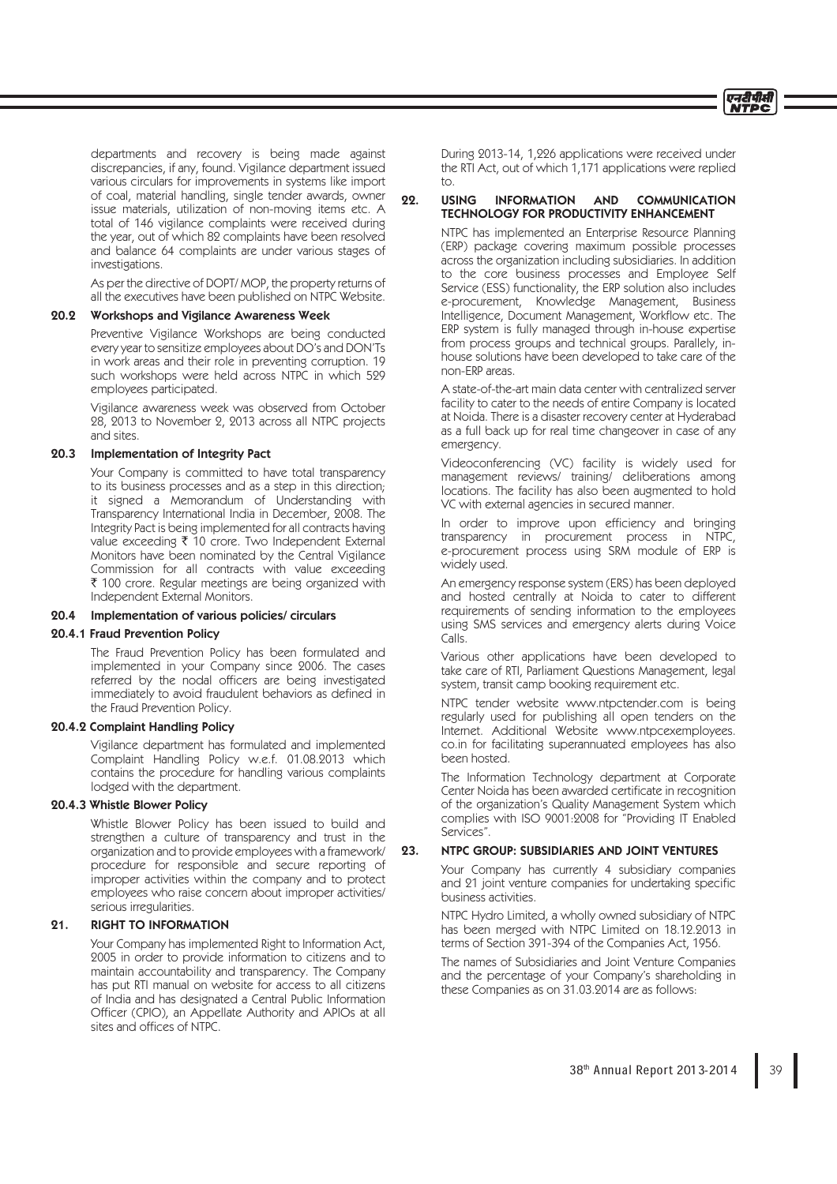departments and recovery is being made against discrepancies, if any, found. Vigilance department issued various circulars for improvements in systems like import of coal, material handling, single tender awards, owner issue materials, utilization of non-moving items etc. A total of 146 vigilance complaints were received during the year, out of which 82 complaints have been resolved and balance 64 complaints are under various stages of investigations.

As per the directive of DOPT/ MOP, the property returns of all the executives have been published on NTPC Website.

### 20.2 Workshops and Vigilance Awareness Week

Preventive Vigilance Workshops are being conducted every year to sensitize employees about DO's and DON'Ts in work areas and their role in preventing corruption. 19 such workshops were held across NTPC in which 529 employees participated.

Vigilance awareness week was observed from October 28, 2013 to November 2, 2013 across all NTPC projects and sites.

### 20.3 Implementation of Integrity Pact

Your Company is committed to have total transparency to its business processes and as a step in this direction; it signed a Memorandum of Understanding with Transparency International India in December, 2008. The Integrity Pact is being implemented for all contracts having value exceeding ₹ 10 crore. Two Independent External Monitors have been nominated by the Central Vigilance Commission for all contracts with value exceeding ₹ 100 crore. Regular meetings are being organized with Independent External Monitors.

### 20.4 Implementation of various policies/ circulars

#### 20.4.1 Fraud Prevention Policy

The Fraud Prevention Policy has been formulated and implemented in your Company since 2006. The cases referred by the nodal officers are being investigated immediately to avoid fraudulent behaviors as defined in the Fraud Prevention Policy.

#### 20.4.2 Complaint Handling Policy

Vigilance department has formulated and implemented Complaint Handling Policy w.e.f. 01.08.2013 which contains the procedure for handling various complaints lodged with the department.

#### 20.4.3 Whistle Blower Policy

Whistle Blower Policy has been issued to build and strengthen a culture of transparency and trust in the organization and to provide employees with a framework/ procedure for responsible and secure reporting of improper activities within the company and to protect employees who raise concern about improper activities/ serious irregularities.

## 21. RIGHT TO INFORMATION

Your Company has implemented Right to Information Act, 2005 in order to provide information to citizens and to maintain accountability and transparency. The Company has put RTI manual on website for access to all citizens of India and has designated a Central Public Information Officer (CPIO), an Appellate Authority and APIOs at all sites and offices of NTPC.

During 2013-14, 1,226 applications were received under the RTI Act, out of which 1,171 applications were replied to.

## 22. USING INFORMATION AND COMMUNICATION TECHNOLOGY FOR PRODUCTIVITY ENHANCEMENT

NTPC has implemented an Enterprise Resource Planning (ERP) package covering maximum possible processes across the organization including subsidiaries. In addition to the core business processes and Employee Self Service (ESS) functionality, the ERP solution also includes e-procurement, Knowledge Management, Business Intelligence, Document Management, Workflow etc. The ERP system is fully managed through in-house expertise from process groups and technical groups. Parallely, in-house solutions have been developed to take care of the non-ERP areas.

A state-of-the-art main data center with centralized server facility to cater to the needs of entire Company is located at Noida. There is a disaster recovery center at Hyderabad as a full back up for real time changeover in case of any emergency.

Videoconferencing (VC) facility is widely used for management reviews/ training/ deliberations among locations. The facility has also been augmented to hold VC with external agencies in secured manner.

In order to improve upon efficiency and bringing transparency in procurement process in NTPC, e-procurement process using SRM module of ERP is widely used.

An emergency response system (ERS) has been deployed and hosted centrally at Noida to cater to different requirements of sending information to the employees using SMS services and emergency alerts during Voice Calls.

Various other applications have been developed to take care of RTI, Parliament Questions Management, legal system, transit camp booking requirement etc.

NTPC tender website www.ntpctender.com is being regularly used for publishing all open tenders on the Internet. Additional Website www.ntpcexemployees.co.in for facilitating superannuated employees has also been hosted.

The Information Technology department at Corporate Center Noida has been awarded certificate in recognition of the organization's Quality Management System which complies with ISO 9001:2008 for "Providing IT Enabled Services".

## 23. NTPC GROUP: SUBSIDIARIES AND JOINT VENTURES

Your Company has currently 4 subsidiary companies and 21 joint venture companies for undertaking specific business activities.

NTPC Hydro Limited, a wholly owned subsidiary of NTPC has been merged with NTPC Limited on 18.12.2013 in terms of Section 391-394 of the Companies Act, 1956.

The names of Subsidiaries and Joint Venture Companies and the percentage of your Company's shareholding in these Companies as on 31.03.2014 are as follows: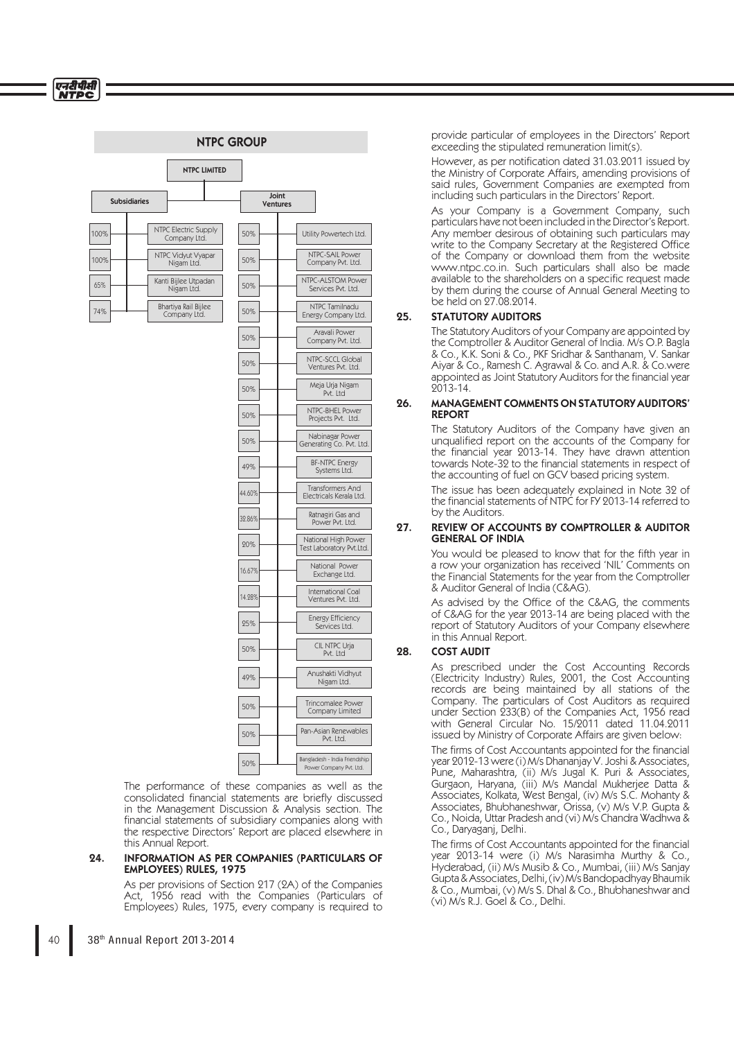## NTPC GROUP

**NTPC LIMITED**

**Subsidiaries**

| Share | Company |
|---|---|
| 100% | NTPC Electric Supply Company Ltd. |
| 100% | NTPC Vidyut Vyapar Nigam Ltd. |
| 65% | Kanti Bijlee Utpadan Nigam Ltd. |
| 74% | Bhartiya Rail Bijlee Company Ltd. |

**Joint Ventures**

| Share | Company |
|---|---|
| 50% | Utility Powertech Ltd. |
| 50% | NTPC-SAIL Power Company Pvt. Ltd. |
| 50% | NTPC-ALSTOM Power Services Pvt. Ltd. |
| 50% | NTPC Tamilnadu Energy Company Ltd. |
| 50% | Aravali Power Company Pvt. Ltd. |
| 50% | NTPC-SCCL Global Ventures Pvt. Ltd. |
| 50% | Meja Urja Nigam Pvt. Ltd |
| 50% | NTPC-BHEL Power Projects Pvt. Ltd. |
| 50% | Nabinagar Power Generating Co. Pvt. Ltd. |
| 49% | BF-NTPC Energy Systems Ltd. |
| 44.60% | Transformers And Electricals Kerala Ltd. |
| 32.86% | Ratnagiri Gas and Power Pvt. Ltd. |
| 20% | National High Power Test Laboratory Pvt.Ltd. |
| 16.67% | National Power Exchange Ltd. |
| 14.28% | International Coal Ventures Pvt. Ltd. |
| 25% | Energy Efficiency Services Ltd. |
| 50% | CIL NTPC Urja Pvt. Ltd |
| 49% | Anushakti Vidhyut Nigam Ltd. |
| 50% | Trincomalee Power Company Limited |
| 50% | Pan-Asian Renewables Pvt. Ltd. |
| 50% | Bangladesh - India Friendship Power Company Pvt. Ltd. |

The performance of these companies as well as the consolidated financial statements are briefly discussed in the Management Discussion & Analysis section. The financial statements of subsidiary companies along with the respective Directors' Report are placed elsewhere in this Annual Report.

### 24. INFORMATION AS PER COMPANIES (PARTICULARS OF EMPLOYEES) RULES, 1975

As per provisions of Section 217 (2A) of the Companies Act, 1956 read with the Companies (Particulars of Employees) Rules, 1975, every company is required to provide particular of employees in the Directors' Report exceeding the stipulated remuneration limit(s).

However, as per notification dated 31.03.2011 issued by the Ministry of Corporate Affairs, amending provisions of said rules, Government Companies are exempted from including such particulars in the Directors' Report.

As your Company is a Government Company, such particulars have not been included in the Director's Report. Any member desirous of obtaining such particulars may write to the Company Secretary at the Registered Office of the Company or download them from the website www.ntpc.co.in. Such particulars shall also be made available to the shareholders on a specific request made by them during the course of Annual General Meeting to be held on 27.08.2014.

### 25. STATUTORY AUDITORS

The Statutory Auditors of your Company are appointed by the Comptroller & Auditor General of India. M/s O.P. Bagla & Co., K.K. Soni & Co., PKF Sridhar & Santhanam, V. Sankar Aiyar & Co., Ramesh C. Agrawal & Co. and A.R. & Co.were appointed as Joint Statutory Auditors for the financial year 2013-14.

### 26. MANAGEMENT COMMENTS ON STATUTORY AUDITORS' REPORT

The Statutory Auditors of the Company have given an unqualified report on the accounts of the Company for the financial year 2013-14. They have drawn attention towards Note-32 to the financial statements in respect of the accounting of fuel on GCV based pricing system.

The issue has been adequately explained in Note 32 of the financial statements of NTPC for FY 2013-14 referred to by the Auditors.

### 27. REVIEW OF ACCOUNTS BY COMPTROLLER & AUDITOR GENERAL OF INDIA

You would be pleased to know that for the fifth year in a row your organization has received 'NIL' Comments on the Financial Statements for the year from the Comptroller & Auditor General of India (C&AG).

As advised by the Office of the C&AG, the comments of C&AG for the year 2013-14 are being placed with the report of Statutory Auditors of your Company elsewhere in this Annual Report.

### 28. COST AUDIT

As prescribed under the Cost Accounting Records (Electricity Industry) Rules, 2001, the Cost Accounting records are being maintained by all stations of the Company. The particulars of Cost Auditors as required under Section 233(B) of the Companies Act, 1956 read with General Circular No. 15/2011 dated 11.04.2011 issued by Ministry of Corporate Affairs are given below:

The firms of Cost Accountants appointed for the financial year 2012-13 were (i) M/s Dhananjay V. Joshi & Associates, Pune, Maharashtra, (ii) M/s Jugal K. Puri & Associates, Gurgaon, Haryana, (iii) M/s Mandal Mukherjee Datta & Associates, Kolkata, West Bengal, (iv) M/s S.C. Mohanty & Associates, Bhubhaneshwar, Orissa, (v) M/s V.P. Gupta & Co., Noida, Uttar Pradesh and (vi) M/s Chandra Wadhwa & Co., Daryaganj, Delhi.

The firms of Cost Accountants appointed for the financial year 2013-14 were (i) M/s Narasimha Murthy & Co., Hyderabad, (ii) M/s Musib & Co., Mumbai, (iii) M/s Sanjay Gupta & Associates, Delhi, (iv) M/s Bandopadhyay Bhaumik & Co., Mumbai, (v) M/s S. Dhal & Co., Bhubhaneshwar and (vi) M/s R.J. Goel & Co., Delhi.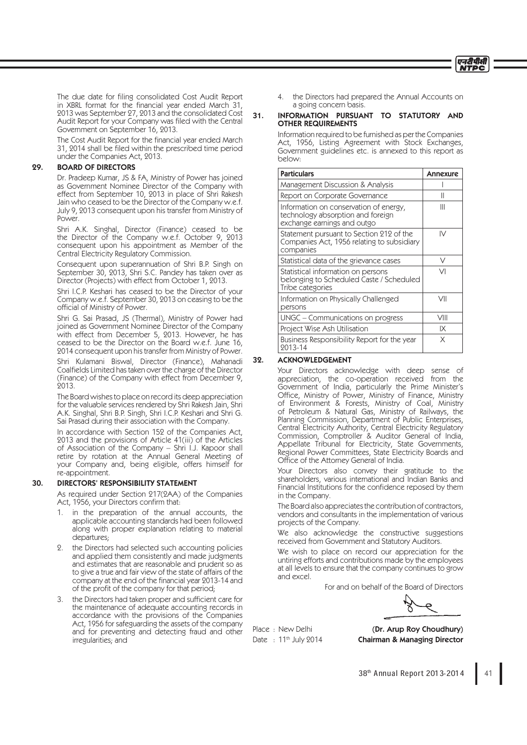The due date for filing consolidated Cost Audit Report in XBRL format for the financial year ended March 31, 2013 was September 27, 2013 and the consolidated Cost Audit Report for your Company was filed with the Central Government on September 16, 2013.

The Cost Audit Report for the financial year ended March 31, 2014 shall be filed within the prescribed time period under the Companies Act, 2013.

## 29. BOARD OF DIRECTORS

Dr. Pradeep Kumar, JS & FA, Ministry of Power has joined as Government Nominee Director of the Company with effect from September 10, 2013 in place of Shri Rakesh Jain who ceased to be the Director of the Company w.e.f. July 9, 2013 consequent upon his transfer from Ministry of Power.

Shri A.K. Singhal, Director (Finance) ceased to be the Director of the Company w.e.f. October 9, 2013 consequent upon his appointment as Member of the Central Electricity Regulatory Commission.

Consequent upon superannuation of Shri B.P. Singh on September 30, 2013, Shri S.C. Pandey has taken over as Director (Projects) with effect from October 1, 2013.

Shri I.C.P. Keshari has ceased to be the Director of your Company w.e.f. September 30, 2013 on ceasing to be the official of Ministry of Power.

Shri G. Sai Prasad, JS (Thermal), Ministry of Power had joined as Government Nominee Director of the Company with effect from December 5, 2013. However, he has ceased to be the Director on the Board w.e.f. June 16, 2014 consequent upon his transfer from Ministry of Power.

Shri Kulamani Biswal, Director (Finance), Mahanadi Coalfields Limited has taken over the charge of the Director (Finance) of the Company with effect from December 9, 2013.

The Board wishes to place on record its deep appreciation for the valuable services rendered by Shri Rakesh Jain, Shri A.K. Singhal, Shri B.P. Singh, Shri I.C.P. Keshari and Shri G. Sai Prasad during their association with the Company.

In accordance with Section 152 of the Companies Act, 2013 and the provisions of Article 41(iii) of the Articles of Association of the Company – Shri I.J. Kapoor shall retire by rotation at the Annual General Meeting of your Company and, being eligible, offers himself for re-appointment.

## 30. DIRECTORS' RESPONSIBILITY STATEMENT

As required under Section 217(2AA) of the Companies Act, 1956, your Directors confirm that:

1. in the preparation of the annual accounts, the applicable accounting standards had been followed along with proper explanation relating to material departures;
2. the Directors had selected such accounting policies and applied them consistently and made judgments and estimates that are reasonable and prudent so as to give a true and fair view of the state of affairs of the company at the end of the financial year 2013-14 and of the profit of the company for that period;
3. the Directors had taken proper and sufficient care for the maintenance of adequate accounting records in accordance with the provisions of the Companies Act, 1956 for safeguarding the assets of the company and for preventing and detecting fraud and other irregularities; and
4. the Directors had prepared the Annual Accounts on a going concern basis.

## 31. INFORMATION PURSUANT TO STATUTORY AND OTHER REQUIREMENTS

Information required to be furnished as per the Companies Act, 1956, Listing Agreement with Stock Exchanges, Government guidelines etc. is annexed to this report as below:

| Particulars | Annexure |
|---|---|
| Management Discussion & Analysis | I |
| Report on Corporate Governance | II |
| Information on conservation of energy, technology absorption and foreign exchange earnings and outgo | III |
| Statement pursuant to Section 212 of the Companies Act, 1956 relating to subsidiary companies | IV |
| Statistical data of the grievance cases | V |
| Statistical information on persons belonging to Scheduled Caste / Scheduled Tribe categories | VI |
| Information on Physically Challenged persons | VII |
| UNGC – Communications on progress | VIII |
| Project Wise Ash Utilisation | IX |
| Business Responsibility Report for the year 2013-14 | X |

## 32. ACKNOWLEDGEMENT

Your Directors acknowledge with deep sense of appreciation, the co-operation received from the Government of India, particularly the Prime Minister's Office, Ministry of Power, Ministry of Finance, Ministry of Environment & Forests, Ministry of Coal, Ministry of Petroleum & Natural Gas, Ministry of Railways, the Planning Commission, Department of Public Enterprises, Central Electricity Authority, Central Electricity Regulatory Commission, Comptroller & Auditor General of India, Appellate Tribunal for Electricity, State Governments, Regional Power Committees, State Electricity Boards and Office of the Attorney General of India.

Your Directors also convey their gratitude to the shareholders, various international and Indian Banks and Financial Institutions for the confidence reposed by them in the Company.

The Board also appreciates the contribution of contractors, vendors and consultants in the implementation of various projects of the Company.

We also acknowledge the constructive suggestions received from Government and Statutory Auditors.

We wish to place on record our appreciation for the untiring efforts and contributions made by the employees at all levels to ensure that the company continues to grow and excel.

For and on behalf of the Board of Directors

Place : New Delhi
Date : 11th July 2014

**(Dr. Arup Roy Choudhury)**
**Chairman & Managing Director**